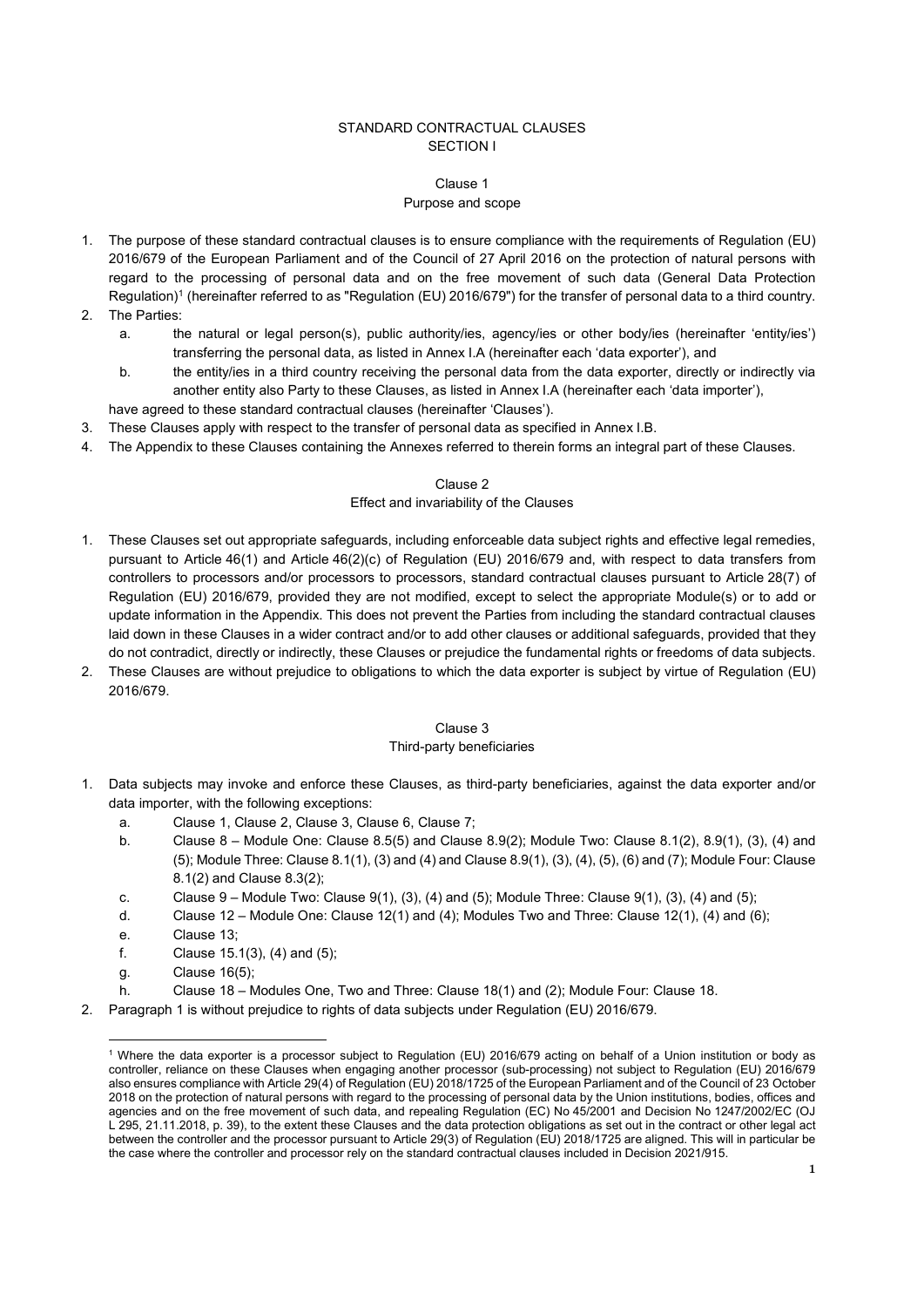# STANDARD CONTRACTUAL CLAUSES

## SECTION I

### Clause 1
### Purpose and scope

1. The purpose of these standard contractual clauses is to ensure compliance with the requirements of Regulation (EU) 2016/679 of the European Parliament and of the Council of 27 April 2016 on the protection of natural persons with regard to the processing of personal data and on the free movement of such data (General Data Protection Regulation)[1] (hereinafter referred to as "Regulation (EU) 2016/679") for the transfer of personal data to a third country.
2. The Parties:
   a. the natural or legal person(s), public authority/ies, agency/ies or other body/ies (hereinafter 'entity/ies') transferring the personal data, as listed in Annex I.A (hereinafter each 'data exporter'), and
   b. the entity/ies in a third country receiving the personal data from the data exporter, directly or indirectly via another entity also Party to these Clauses, as listed in Annex I.A (hereinafter each 'data importer'),

   have agreed to these standard contractual clauses (hereinafter 'Clauses').
3. These Clauses apply with respect to the transfer of personal data as specified in Annex I.B.
4. The Appendix to these Clauses containing the Annexes referred to therein forms an integral part of these Clauses.

### Clause 2
### Effect and invariability of the Clauses

1. These Clauses set out appropriate safeguards, including enforceable data subject rights and effective legal remedies, pursuant to Article 46(1) and Article 46(2)(c) of Regulation (EU) 2016/679 and, with respect to data transfers from controllers to processors and/or processors to processors, standard contractual clauses pursuant to Article 28(7) of Regulation (EU) 2016/679, provided they are not modified, except to select the appropriate Module(s) or to add or update information in the Appendix. This does not prevent the Parties from including the standard contractual clauses laid down in these Clauses in a wider contract and/or to add other clauses or additional safeguards, provided that they do not contradict, directly or indirectly, these Clauses or prejudice the fundamental rights or freedoms of data subjects.
2. These Clauses are without prejudice to obligations to which the data exporter is subject by virtue of Regulation (EU) 2016/679.

### Clause 3
### Third-party beneficiaries

1. Data subjects may invoke and enforce these Clauses, as third-party beneficiaries, against the data exporter and/or data importer, with the following exceptions:
   a. Clause 1, Clause 2, Clause 3, Clause 6, Clause 7;
   b. Clause 8 – Module One: Clause 8.5(5) and Clause 8.9(2); Module Two: Clause 8.1(2), 8.9(1), (3), (4) and (5); Module Three: Clause 8.1(1), (3) and (4) and Clause 8.9(1), (3), (4), (5), (6) and (7); Module Four: Clause 8.1(2) and Clause 8.3(2);
   c. Clause 9 – Module Two: Clause 9(1), (3), (4) and (5); Module Three: Clause 9(1), (3), (4) and (5);
   d. Clause 12 – Module One: Clause 12(1) and (4); Modules Two and Three: Clause 12(1), (4) and (6);
   e. Clause 13;
   f. Clause 15.1(3), (4) and (5);
   g. Clause 16(5);
   h. Clause 18 – Modules One, Two and Three: Clause 18(1) and (2); Module Four: Clause 18.
2. Paragraph 1 is without prejudice to rights of data subjects under Regulation (EU) 2016/679.

---

[1] Where the data exporter is a processor subject to Regulation (EU) 2016/679 acting on behalf of a Union institution or body as controller, reliance on these Clauses when engaging another processor (sub-processing) not subject to Regulation (EU) 2016/679 also ensures compliance with Article 29(4) of Regulation (EU) 2018/1725 of the European Parliament and of the Council of 23 October 2018 on the protection of natural persons with regard to the processing of personal data by the Union institutions, bodies, offices and agencies and on the free movement of such data, and repealing Regulation (EC) No 45/2001 and Decision No 1247/2002/EC (OJ L 295, 21.11.2018, p. 39), to the extent these Clauses and the data protection obligations as set out in the contract or other legal act between the controller and the processor pursuant to Article 29(3) of Regulation (EU) 2018/1725 are aligned. This will in particular be the case where the controller and processor rely on the standard contractual clauses included in Decision 2021/915.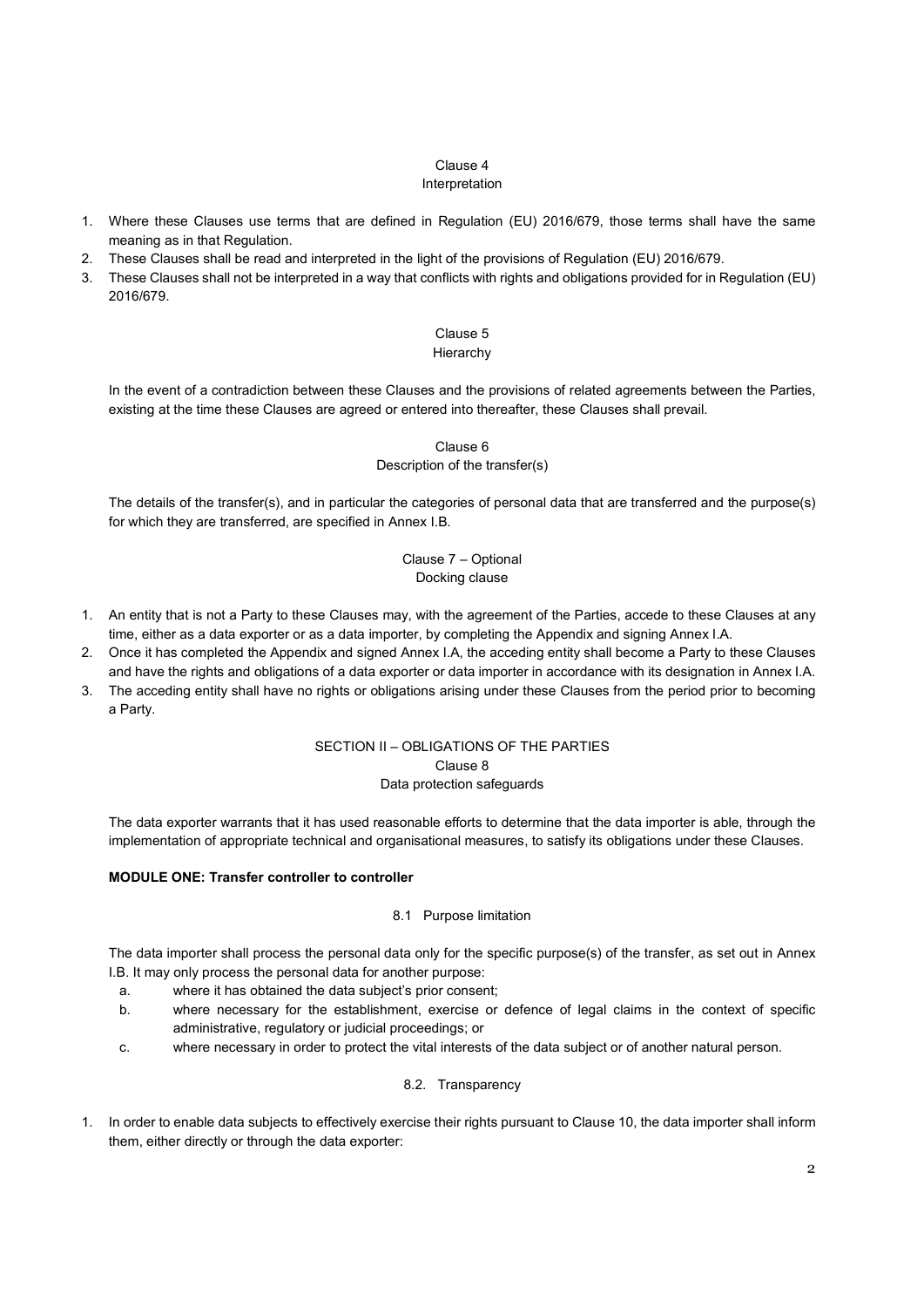Clause 4
Interpretation

1. Where these Clauses use terms that are defined in Regulation (EU) 2016/679, those terms shall have the same meaning as in that Regulation.
2. These Clauses shall be read and interpreted in the light of the provisions of Regulation (EU) 2016/679.
3. These Clauses shall not be interpreted in a way that conflicts with rights and obligations provided for in Regulation (EU) 2016/679.

Clause 5
Hierarchy

In the event of a contradiction between these Clauses and the provisions of related agreements between the Parties, existing at the time these Clauses are agreed or entered into thereafter, these Clauses shall prevail.

Clause 6
Description of the transfer(s)

The details of the transfer(s), and in particular the categories of personal data that are transferred and the purpose(s) for which they are transferred, are specified in Annex I.B.

Clause 7 – Optional
Docking clause

1. An entity that is not a Party to these Clauses may, with the agreement of the Parties, accede to these Clauses at any time, either as a data exporter or as a data importer, by completing the Appendix and signing Annex I.A.
2. Once it has completed the Appendix and signed Annex I.A, the acceding entity shall become a Party to these Clauses and have the rights and obligations of a data exporter or data importer in accordance with its designation in Annex I.A.
3. The acceding entity shall have no rights or obligations arising under these Clauses from the period prior to becoming a Party.

SECTION II – OBLIGATIONS OF THE PARTIES
Clause 8
Data protection safeguards

The data exporter warrants that it has used reasonable efforts to determine that the data importer is able, through the implementation of appropriate technical and organisational measures, to satisfy its obligations under these Clauses.

**MODULE ONE: Transfer controller to controller**

8.1 Purpose limitation

The data importer shall process the personal data only for the specific purpose(s) of the transfer, as set out in Annex I.B. It may only process the personal data for another purpose:

a. where it has obtained the data subject's prior consent;
b. where necessary for the establishment, exercise or defence of legal claims in the context of specific administrative, regulatory or judicial proceedings; or
c. where necessary in order to protect the vital interests of the data subject or of another natural person.

8.2. Transparency

1. In order to enable data subjects to effectively exercise their rights pursuant to Clause 10, the data importer shall inform them, either directly or through the data exporter: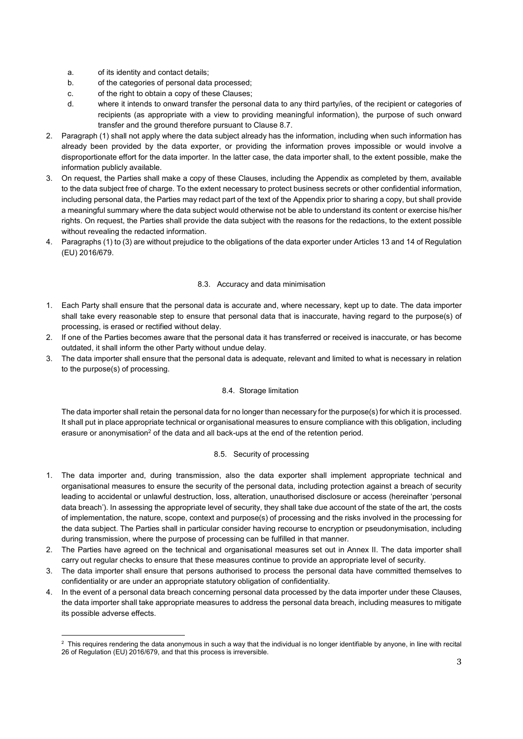a. of its identity and contact details;
b. of the categories of personal data processed;
c. of the right to obtain a copy of these Clauses;
d. where it intends to onward transfer the personal data to any third party/ies, of the recipient or categories of recipients (as appropriate with a view to providing meaningful information), the purpose of such onward transfer and the ground therefore pursuant to Clause 8.7.

2. Paragraph (1) shall not apply where the data subject already has the information, including when such information has already been provided by the data exporter, or providing the information proves impossible or would involve a disproportionate effort for the data importer. In the latter case, the data importer shall, to the extent possible, make the information publicly available.
3. On request, the Parties shall make a copy of these Clauses, including the Appendix as completed by them, available to the data subject free of charge. To the extent necessary to protect business secrets or other confidential information, including personal data, the Parties may redact part of the text of the Appendix prior to sharing a copy, but shall provide a meaningful summary where the data subject would otherwise not be able to understand its content or exercise his/her rights. On request, the Parties shall provide the data subject with the reasons for the redactions, to the extent possible without revealing the redacted information.
4. Paragraphs (1) to (3) are without prejudice to the obligations of the data exporter under Articles 13 and 14 of Regulation (EU) 2016/679.

### 8.3. Accuracy and data minimisation

1. Each Party shall ensure that the personal data is accurate and, where necessary, kept up to date. The data importer shall take every reasonable step to ensure that personal data that is inaccurate, having regard to the purpose(s) of processing, is erased or rectified without delay.
2. If one of the Parties becomes aware that the personal data it has transferred or received is inaccurate, or has become outdated, it shall inform the other Party without undue delay.
3. The data importer shall ensure that the personal data is adequate, relevant and limited to what is necessary in relation to the purpose(s) of processing.

### 8.4. Storage limitation

The data importer shall retain the personal data for no longer than necessary for the purpose(s) for which it is processed. It shall put in place appropriate technical or organisational measures to ensure compliance with this obligation, including erasure or anonymisation[2] of the data and all back-ups at the end of the retention period.

### 8.5. Security of processing

1. The data importer and, during transmission, also the data exporter shall implement appropriate technical and organisational measures to ensure the security of the personal data, including protection against a breach of security leading to accidental or unlawful destruction, loss, alteration, unauthorised disclosure or access (hereinafter 'personal data breach'). In assessing the appropriate level of security, they shall take due account of the state of the art, the costs of implementation, the nature, scope, context and purpose(s) of processing and the risks involved in the processing for the data subject. The Parties shall in particular consider having recourse to encryption or pseudonymisation, including during transmission, where the purpose of processing can be fulfilled in that manner.
2. The Parties have agreed on the technical and organisational measures set out in Annex II. The data importer shall carry out regular checks to ensure that these measures continue to provide an appropriate level of security.
3. The data importer shall ensure that persons authorised to process the personal data have committed themselves to confidentiality or are under an appropriate statutory obligation of confidentiality.
4. In the event of a personal data breach concerning personal data processed by the data importer under these Clauses, the data importer shall take appropriate measures to address the personal data breach, including measures to mitigate its possible adverse effects.

---

[2] This requires rendering the data anonymous in such a way that the individual is no longer identifiable by anyone, in line with recital 26 of Regulation (EU) 2016/679, and that this process is irreversible.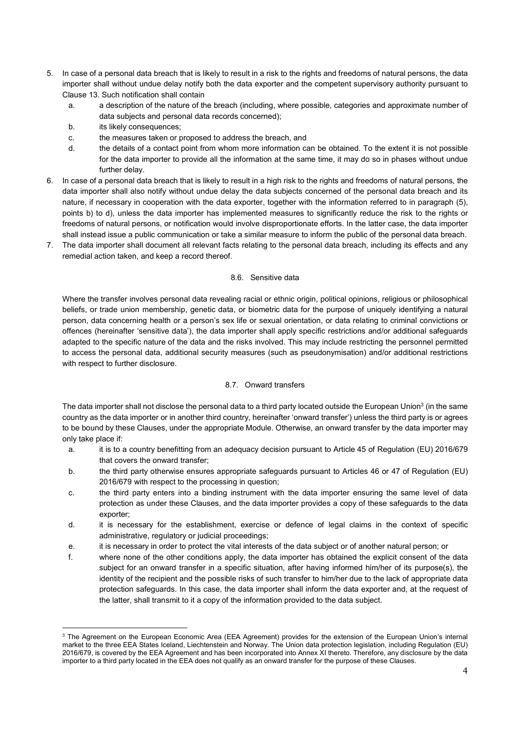5. In case of a personal data breach that is likely to result in a risk to the rights and freedoms of natural persons, the data importer shall without undue delay notify both the data exporter and the competent supervisory authority pursuant to Clause 13. Such notification shall contain
   a. a description of the nature of the breach (including, where possible, categories and approximate number of data subjects and personal data records concerned);
   b. its likely consequences;
   c. the measures taken or proposed to address the breach, and
   d. the details of a contact point from whom more information can be obtained. To the extent it is not possible for the data importer to provide all the information at the same time, it may do so in phases without undue further delay.
6. In case of a personal data breach that is likely to result in a high risk to the rights and freedoms of natural persons, the data importer shall also notify without undue delay the data subjects concerned of the personal data breach and its nature, if necessary in cooperation with the data exporter, together with the information referred to in paragraph (5), points b) to d), unless the data importer has implemented measures to significantly reduce the risk to the rights or freedoms of natural persons, or notification would involve disproportionate efforts. In the latter case, the data importer shall instead issue a public communication or take a similar measure to inform the public of the personal data breach.
7. The data importer shall document all relevant facts relating to the personal data breach, including its effects and any remedial action taken, and keep a record thereof.

8.6. Sensitive data

Where the transfer involves personal data revealing racial or ethnic origin, political opinions, religious or philosophical beliefs, or trade union membership, genetic data, or biometric data for the purpose of uniquely identifying a natural person, data concerning health or a person's sex life or sexual orientation, or data relating to criminal convictions or offences (hereinafter 'sensitive data'), the data importer shall apply specific restrictions and/or additional safeguards adapted to the specific nature of the data and the risks involved. This may include restricting the personnel permitted to access the personal data, additional security measures (such as pseudonymisation) and/or additional restrictions with respect to further disclosure.

8.7. Onward transfers

The data importer shall not disclose the personal data to a third party located outside the European Union[3] (in the same country as the data importer or in another third country, hereinafter 'onward transfer') unless the third party is or agrees to be bound by these Clauses, under the appropriate Module. Otherwise, an onward transfer by the data importer may only take place if:

a. it is to a country benefitting from an adequacy decision pursuant to Article 45 of Regulation (EU) 2016/679 that covers the onward transfer;
b. the third party otherwise ensures appropriate safeguards pursuant to Articles 46 or 47 of Regulation (EU) 2016/679 with respect to the processing in question;
c. the third party enters into a binding instrument with the data importer ensuring the same level of data protection as under these Clauses, and the data importer provides a copy of these safeguards to the data exporter;
d. it is necessary for the establishment, exercise or defence of legal claims in the context of specific administrative, regulatory or judicial proceedings;
e. it is necessary in order to protect the vital interests of the data subject or of another natural person; or
f. where none of the other conditions apply, the data importer has obtained the explicit consent of the data subject for an onward transfer in a specific situation, after having informed him/her of its purpose(s), the identity of the recipient and the possible risks of such transfer to him/her due to the lack of appropriate data protection safeguards. In this case, the data importer shall inform the data exporter and, at the request of the latter, shall transmit to it a copy of the information provided to the data subject.

[3] The Agreement on the European Economic Area (EEA Agreement) provides for the extension of the European Union's internal market to the three EEA States Iceland, Liechtenstein and Norway. The Union data protection legislation, including Regulation (EU) 2016/679, is covered by the EEA Agreement and has been incorporated into Annex XI thereto. Therefore, any disclosure by the data importer to a third party located in the EEA does not qualify as an onward transfer for the purpose of these Clauses.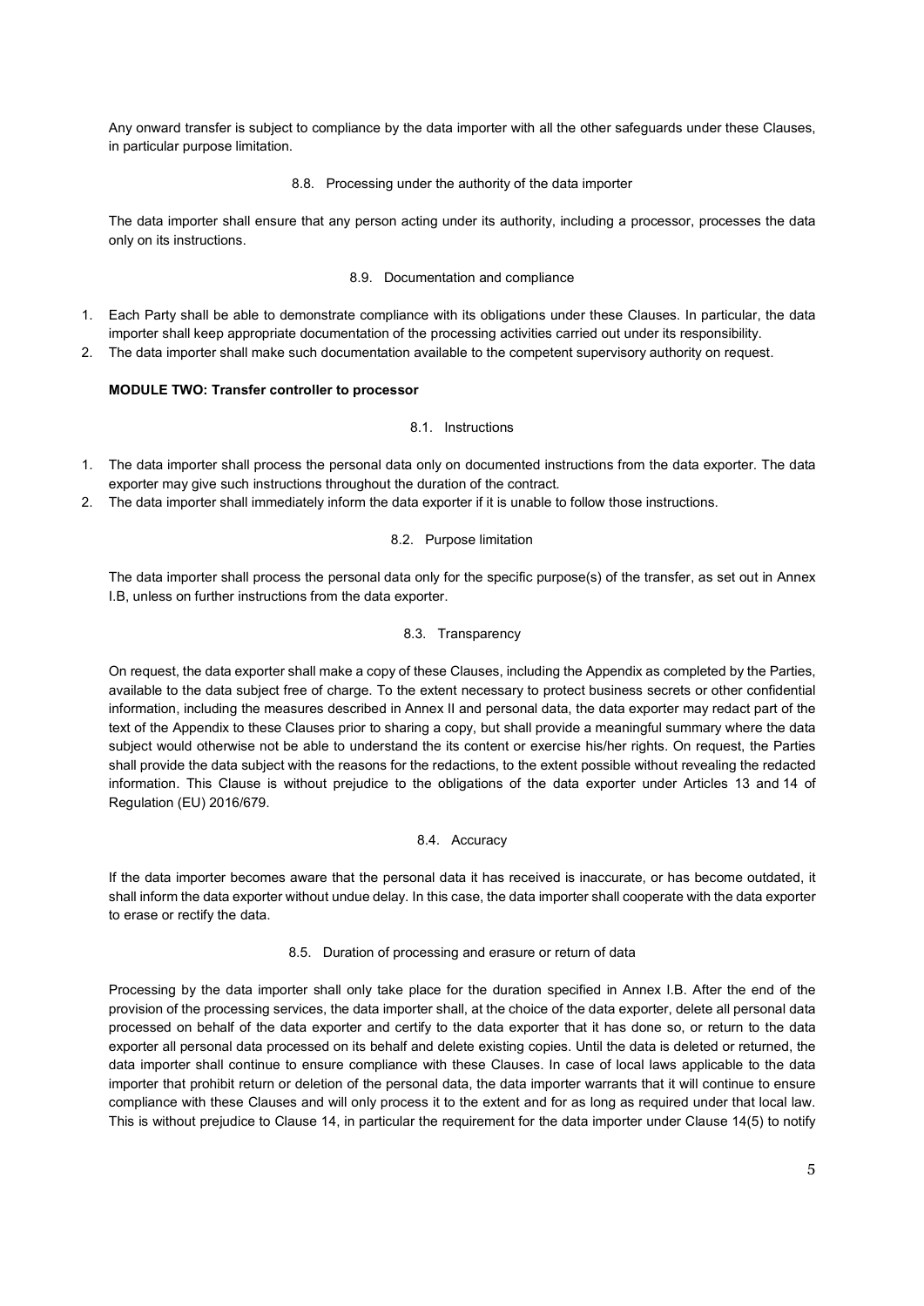Any onward transfer is subject to compliance by the data importer with all the other safeguards under these Clauses, in particular purpose limitation.

8.8. Processing under the authority of the data importer

The data importer shall ensure that any person acting under its authority, including a processor, processes the data only on its instructions.

8.9. Documentation and compliance

1. Each Party shall be able to demonstrate compliance with its obligations under these Clauses. In particular, the data importer shall keep appropriate documentation of the processing activities carried out under its responsibility.
2. The data importer shall make such documentation available to the competent supervisory authority on request.

**MODULE TWO: Transfer controller to processor**

8.1. Instructions

1. The data importer shall process the personal data only on documented instructions from the data exporter. The data exporter may give such instructions throughout the duration of the contract.
2. The data importer shall immediately inform the data exporter if it is unable to follow those instructions.

8.2. Purpose limitation

The data importer shall process the personal data only for the specific purpose(s) of the transfer, as set out in Annex I.B, unless on further instructions from the data exporter.

8.3. Transparency

On request, the data exporter shall make a copy of these Clauses, including the Appendix as completed by the Parties, available to the data subject free of charge. To the extent necessary to protect business secrets or other confidential information, including the measures described in Annex II and personal data, the data exporter may redact part of the text of the Appendix to these Clauses prior to sharing a copy, but shall provide a meaningful summary where the data subject would otherwise not be able to understand the its content or exercise his/her rights. On request, the Parties shall provide the data subject with the reasons for the redactions, to the extent possible without revealing the redacted information. This Clause is without prejudice to the obligations of the data exporter under Articles 13 and 14 of Regulation (EU) 2016/679.

8.4. Accuracy

If the data importer becomes aware that the personal data it has received is inaccurate, or has become outdated, it shall inform the data exporter without undue delay. In this case, the data importer shall cooperate with the data exporter to erase or rectify the data.

8.5. Duration of processing and erasure or return of data

Processing by the data importer shall only take place for the duration specified in Annex I.B. After the end of the provision of the processing services, the data importer shall, at the choice of the data exporter, delete all personal data processed on behalf of the data exporter and certify to the data exporter that it has done so, or return to the data exporter all personal data processed on its behalf and delete existing copies. Until the data is deleted or returned, the data importer shall continue to ensure compliance with these Clauses. In case of local laws applicable to the data importer that prohibit return or deletion of the personal data, the data importer warrants that it will continue to ensure compliance with these Clauses and will only process it to the extent and for as long as required under that local law. This is without prejudice to Clause 14, in particular the requirement for the data importer under Clause 14(5) to notify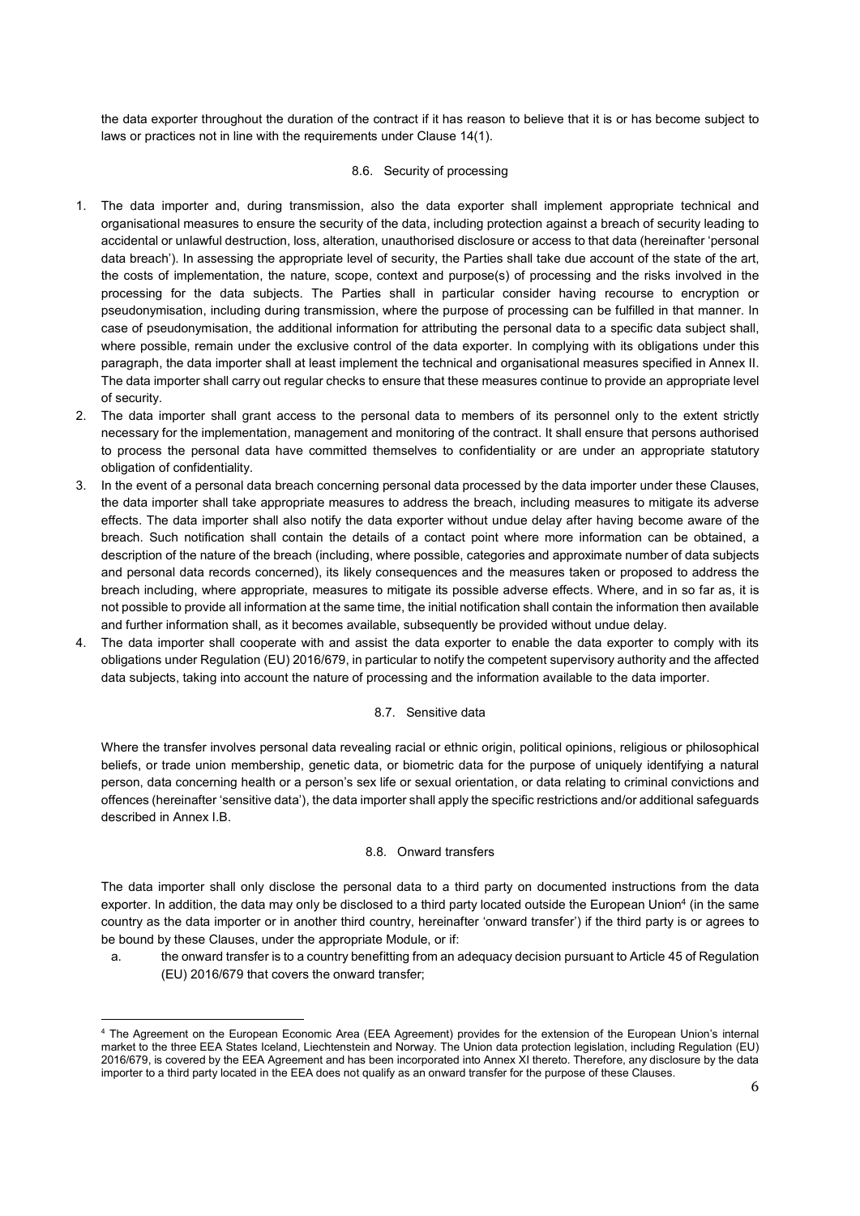the data exporter throughout the duration of the contract if it has reason to believe that it is or has become subject to laws or practices not in line with the requirements under Clause 14(1).

### 8.6. Security of processing

1. The data importer and, during transmission, also the data exporter shall implement appropriate technical and organisational measures to ensure the security of the data, including protection against a breach of security leading to accidental or unlawful destruction, loss, alteration, unauthorised disclosure or access to that data (hereinafter 'personal data breach'). In assessing the appropriate level of security, the Parties shall take due account of the state of the art, the costs of implementation, the nature, scope, context and purpose(s) of processing and the risks involved in the processing for the data subjects. The Parties shall in particular consider having recourse to encryption or pseudonymisation, including during transmission, where the purpose of processing can be fulfilled in that manner. In case of pseudonymisation, the additional information for attributing the personal data to a specific data subject shall, where possible, remain under the exclusive control of the data exporter. In complying with its obligations under this paragraph, the data importer shall at least implement the technical and organisational measures specified in Annex II. The data importer shall carry out regular checks to ensure that these measures continue to provide an appropriate level of security.
2. The data importer shall grant access to the personal data to members of its personnel only to the extent strictly necessary for the implementation, management and monitoring of the contract. It shall ensure that persons authorised to process the personal data have committed themselves to confidentiality or are under an appropriate statutory obligation of confidentiality.
3. In the event of a personal data breach concerning personal data processed by the data importer under these Clauses, the data importer shall take appropriate measures to address the breach, including measures to mitigate its adverse effects. The data importer shall also notify the data exporter without undue delay after having become aware of the breach. Such notification shall contain the details of a contact point where more information can be obtained, a description of the nature of the breach (including, where possible, categories and approximate number of data subjects and personal data records concerned), its likely consequences and the measures taken or proposed to address the breach including, where appropriate, measures to mitigate its possible adverse effects. Where, and in so far as, it is not possible to provide all information at the same time, the initial notification shall contain the information then available and further information shall, as it becomes available, subsequently be provided without undue delay.
4. The data importer shall cooperate with and assist the data exporter to enable the data exporter to comply with its obligations under Regulation (EU) 2016/679, in particular to notify the competent supervisory authority and the affected data subjects, taking into account the nature of processing and the information available to the data importer.

### 8.7. Sensitive data

Where the transfer involves personal data revealing racial or ethnic origin, political opinions, religious or philosophical beliefs, or trade union membership, genetic data, or biometric data for the purpose of uniquely identifying a natural person, data concerning health or a person's sex life or sexual orientation, or data relating to criminal convictions and offences (hereinafter 'sensitive data'), the data importer shall apply the specific restrictions and/or additional safeguards described in Annex I.B.

### 8.8. Onward transfers

The data importer shall only disclose the personal data to a third party on documented instructions from the data exporter. In addition, the data may only be disclosed to a third party located outside the European Union[4] (in the same country as the data importer or in another third country, hereinafter 'onward transfer') if the third party is or agrees to be bound by these Clauses, under the appropriate Module, or if:

a. the onward transfer is to a country benefitting from an adequacy decision pursuant to Article 45 of Regulation (EU) 2016/679 that covers the onward transfer;

[4] The Agreement on the European Economic Area (EEA Agreement) provides for the extension of the European Union's internal market to the three EEA States Iceland, Liechtenstein and Norway. The Union data protection legislation, including Regulation (EU) 2016/679, is covered by the EEA Agreement and has been incorporated into Annex XI thereto. Therefore, any disclosure by the data importer to a third party located in the EEA does not qualify as an onward transfer for the purpose of these Clauses.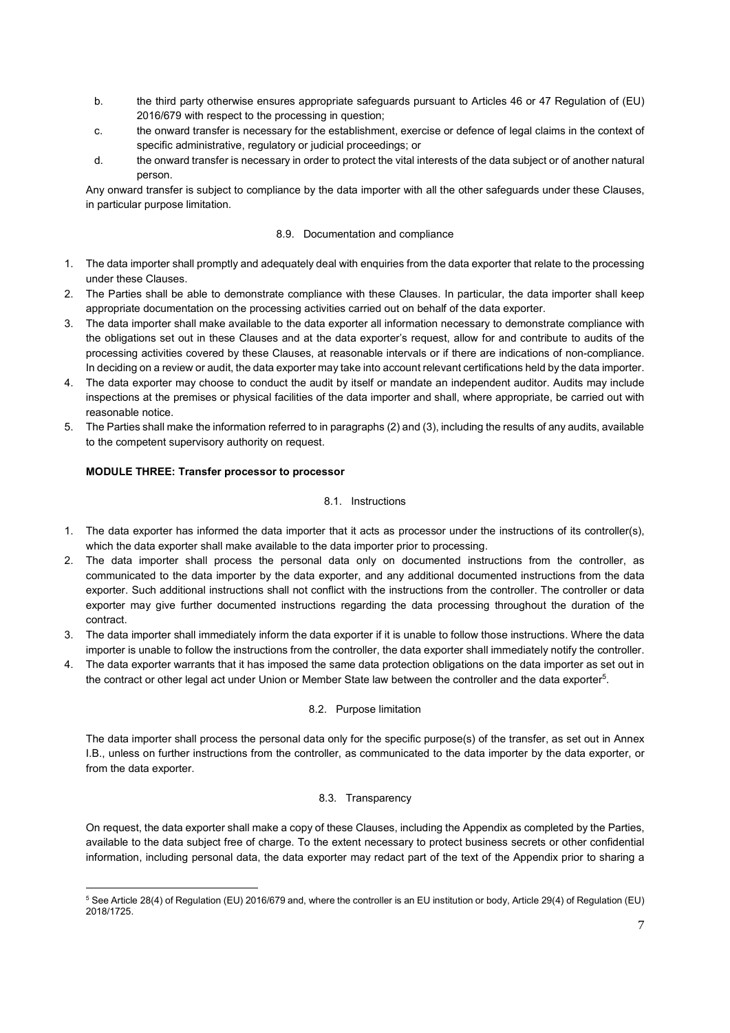b. the third party otherwise ensures appropriate safeguards pursuant to Articles 46 or 47 Regulation of (EU) 2016/679 with respect to the processing in question;

c. the onward transfer is necessary for the establishment, exercise or defence of legal claims in the context of specific administrative, regulatory or judicial proceedings; or

d. the onward transfer is necessary in order to protect the vital interests of the data subject or of another natural person.

Any onward transfer is subject to compliance by the data importer with all the other safeguards under these Clauses, in particular purpose limitation.

8.9. Documentation and compliance

1. The data importer shall promptly and adequately deal with enquiries from the data exporter that relate to the processing under these Clauses.
2. The Parties shall be able to demonstrate compliance with these Clauses. In particular, the data importer shall keep appropriate documentation on the processing activities carried out on behalf of the data exporter.
3. The data importer shall make available to the data exporter all information necessary to demonstrate compliance with the obligations set out in these Clauses and at the data exporter's request, allow for and contribute to audits of the processing activities covered by these Clauses, at reasonable intervals or if there are indications of non-compliance. In deciding on a review or audit, the data exporter may take into account relevant certifications held by the data importer.
4. The data exporter may choose to conduct the audit by itself or mandate an independent auditor. Audits may include inspections at the premises or physical facilities of the data importer and shall, where appropriate, be carried out with reasonable notice.
5. The Parties shall make the information referred to in paragraphs (2) and (3), including the results of any audits, available to the competent supervisory authority on request.

**MODULE THREE: Transfer processor to processor**

8.1. Instructions

1. The data exporter has informed the data importer that it acts as processor under the instructions of its controller(s), which the data exporter shall make available to the data importer prior to processing.
2. The data importer shall process the personal data only on documented instructions from the controller, as communicated to the data importer by the data exporter, and any additional documented instructions from the data exporter. Such additional instructions shall not conflict with the instructions from the controller. The controller or data exporter may give further documented instructions regarding the data processing throughout the duration of the contract.
3. The data importer shall immediately inform the data exporter if it is unable to follow those instructions. Where the data importer is unable to follow the instructions from the controller, the data exporter shall immediately notify the controller.
4. The data exporter warrants that it has imposed the same data protection obligations on the data importer as set out in the contract or other legal act under Union or Member State law between the controller and the data exporter[5].

8.2. Purpose limitation

The data importer shall process the personal data only for the specific purpose(s) of the transfer, as set out in Annex I.B., unless on further instructions from the controller, as communicated to the data importer by the data exporter, or from the data exporter.

8.3. Transparency

On request, the data exporter shall make a copy of these Clauses, including the Appendix as completed by the Parties, available to the data subject free of charge. To the extent necessary to protect business secrets or other confidential information, including personal data, the data exporter may redact part of the text of the Appendix prior to sharing a

[5] See Article 28(4) of Regulation (EU) 2016/679 and, where the controller is an EU institution or body, Article 29(4) of Regulation (EU) 2018/1725.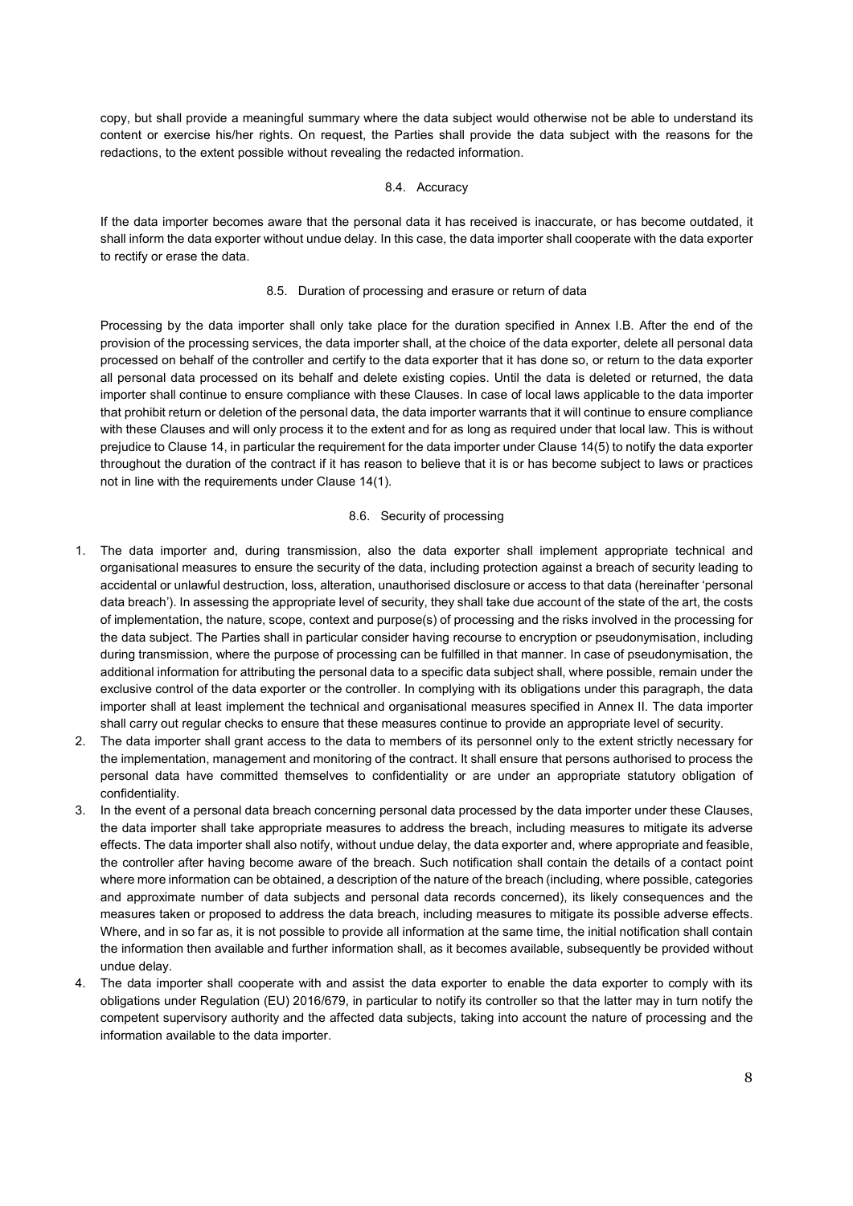copy, but shall provide a meaningful summary where the data subject would otherwise not be able to understand its content or exercise his/her rights. On request, the Parties shall provide the data subject with the reasons for the redactions, to the extent possible without revealing the redacted information.

### 8.4. Accuracy

If the data importer becomes aware that the personal data it has received is inaccurate, or has become outdated, it shall inform the data exporter without undue delay. In this case, the data importer shall cooperate with the data exporter to rectify or erase the data.

### 8.5. Duration of processing and erasure or return of data

Processing by the data importer shall only take place for the duration specified in Annex I.B. After the end of the provision of the processing services, the data importer shall, at the choice of the data exporter, delete all personal data processed on behalf of the controller and certify to the data exporter that it has done so, or return to the data exporter all personal data processed on its behalf and delete existing copies. Until the data is deleted or returned, the data importer shall continue to ensure compliance with these Clauses. In case of local laws applicable to the data importer that prohibit return or deletion of the personal data, the data importer warrants that it will continue to ensure compliance with these Clauses and will only process it to the extent and for as long as required under that local law. This is without prejudice to Clause 14, in particular the requirement for the data importer under Clause 14(5) to notify the data exporter throughout the duration of the contract if it has reason to believe that it is or has become subject to laws or practices not in line with the requirements under Clause 14(1).

### 8.6. Security of processing

1. The data importer and, during transmission, also the data exporter shall implement appropriate technical and organisational measures to ensure the security of the data, including protection against a breach of security leading to accidental or unlawful destruction, loss, alteration, unauthorised disclosure or access to that data (hereinafter 'personal data breach'). In assessing the appropriate level of security, they shall take due account of the state of the art, the costs of implementation, the nature, scope, context and purpose(s) of processing and the risks involved in the processing for the data subject. The Parties shall in particular consider having recourse to encryption or pseudonymisation, including during transmission, where the purpose of processing can be fulfilled in that manner. In case of pseudonymisation, the additional information for attributing the personal data to a specific data subject shall, where possible, remain under the exclusive control of the data exporter or the controller. In complying with its obligations under this paragraph, the data importer shall at least implement the technical and organisational measures specified in Annex II. The data importer shall carry out regular checks to ensure that these measures continue to provide an appropriate level of security.
2. The data importer shall grant access to the data to members of its personnel only to the extent strictly necessary for the implementation, management and monitoring of the contract. It shall ensure that persons authorised to process the personal data have committed themselves to confidentiality or are under an appropriate statutory obligation of confidentiality.
3. In the event of a personal data breach concerning personal data processed by the data importer under these Clauses, the data importer shall take appropriate measures to address the breach, including measures to mitigate its adverse effects. The data importer shall also notify, without undue delay, the data exporter and, where appropriate and feasible, the controller after having become aware of the breach. Such notification shall contain the details of a contact point where more information can be obtained, a description of the nature of the breach (including, where possible, categories and approximate number of data subjects and personal data records concerned), its likely consequences and the measures taken or proposed to address the data breach, including measures to mitigate its possible adverse effects. Where, and in so far as, it is not possible to provide all information at the same time, the initial notification shall contain the information then available and further information shall, as it becomes available, subsequently be provided without undue delay.
4. The data importer shall cooperate with and assist the data exporter to enable the data exporter to comply with its obligations under Regulation (EU) 2016/679, in particular to notify its controller so that the latter may in turn notify the competent supervisory authority and the affected data subjects, taking into account the nature of processing and the information available to the data importer.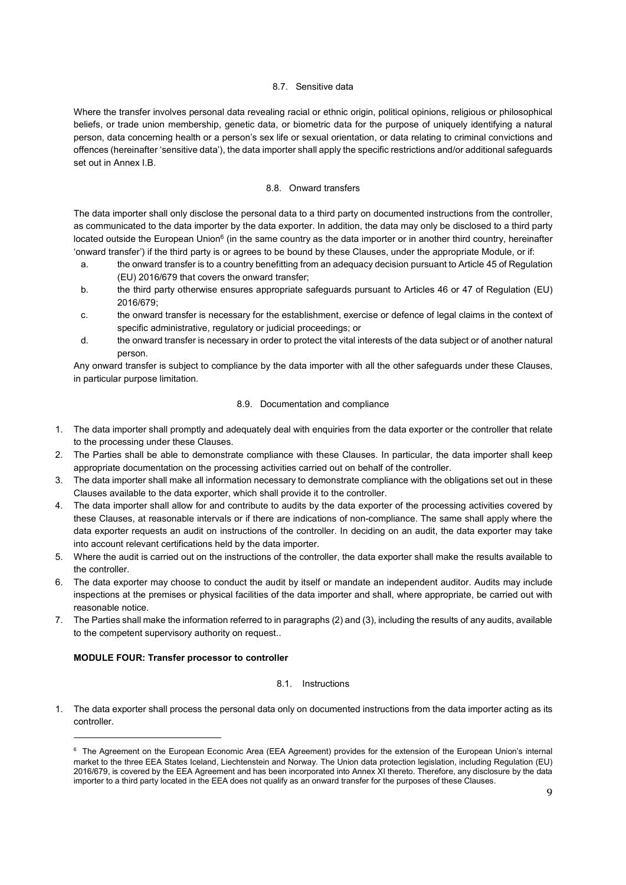### 8.7. Sensitive data

Where the transfer involves personal data revealing racial or ethnic origin, political opinions, religious or philosophical beliefs, or trade union membership, genetic data, or biometric data for the purpose of uniquely identifying a natural person, data concerning health or a person's sex life or sexual orientation, or data relating to criminal convictions and offences (hereinafter 'sensitive data'), the data importer shall apply the specific restrictions and/or additional safeguards set out in Annex I.B.

### 8.8. Onward transfers

The data importer shall only disclose the personal data to a third party on documented instructions from the controller, as communicated to the data importer by the data exporter. In addition, the data may only be disclosed to a third party located outside the European Union[6] (in the same country as the data importer or in another third country, hereinafter 'onward transfer') if the third party is or agrees to be bound by these Clauses, under the appropriate Module, or if:

a. the onward transfer is to a country benefitting from an adequacy decision pursuant to Article 45 of Regulation (EU) 2016/679 that covers the onward transfer;
b. the third party otherwise ensures appropriate safeguards pursuant to Articles 46 or 47 of Regulation (EU) 2016/679;
c. the onward transfer is necessary for the establishment, exercise or defence of legal claims in the context of specific administrative, regulatory or judicial proceedings; or
d. the onward transfer is necessary in order to protect the vital interests of the data subject or of another natural person.

Any onward transfer is subject to compliance by the data importer with all the other safeguards under these Clauses, in particular purpose limitation.

### 8.9. Documentation and compliance

1. The data importer shall promptly and adequately deal with enquiries from the data exporter or the controller that relate to the processing under these Clauses.
2. The Parties shall be able to demonstrate compliance with these Clauses. In particular, the data importer shall keep appropriate documentation on the processing activities carried out on behalf of the controller.
3. The data importer shall make all information necessary to demonstrate compliance with the obligations set out in these Clauses available to the data exporter, which shall provide it to the controller.
4. The data importer shall allow for and contribute to audits by the data exporter of the processing activities covered by these Clauses, at reasonable intervals or if there are indications of non-compliance. The same shall apply where the data exporter requests an audit on instructions of the controller. In deciding on an audit, the data exporter may take into account relevant certifications held by the data importer.
5. Where the audit is carried out on the instructions of the controller, the data exporter shall make the results available to the controller.
6. The data exporter may choose to conduct the audit by itself or mandate an independent auditor. Audits may include inspections at the premises or physical facilities of the data importer and shall, where appropriate, be carried out with reasonable notice.
7. The Parties shall make the information referred to in paragraphs (2) and (3), including the results of any audits, available to the competent supervisory authority on request..

**MODULE FOUR: Transfer processor to controller**

### 8.1. Instructions

1. The data exporter shall process the personal data only on documented instructions from the data importer acting as its controller.

---

[6] The Agreement on the European Economic Area (EEA Agreement) provides for the extension of the European Union's internal market to the three EEA States Iceland, Liechtenstein and Norway. The Union data protection legislation, including Regulation (EU) 2016/679, is covered by the EEA Agreement and has been incorporated into Annex XI thereto. Therefore, any disclosure by the data importer to a third party located in the EEA does not qualify as an onward transfer for the purposes of these Clauses.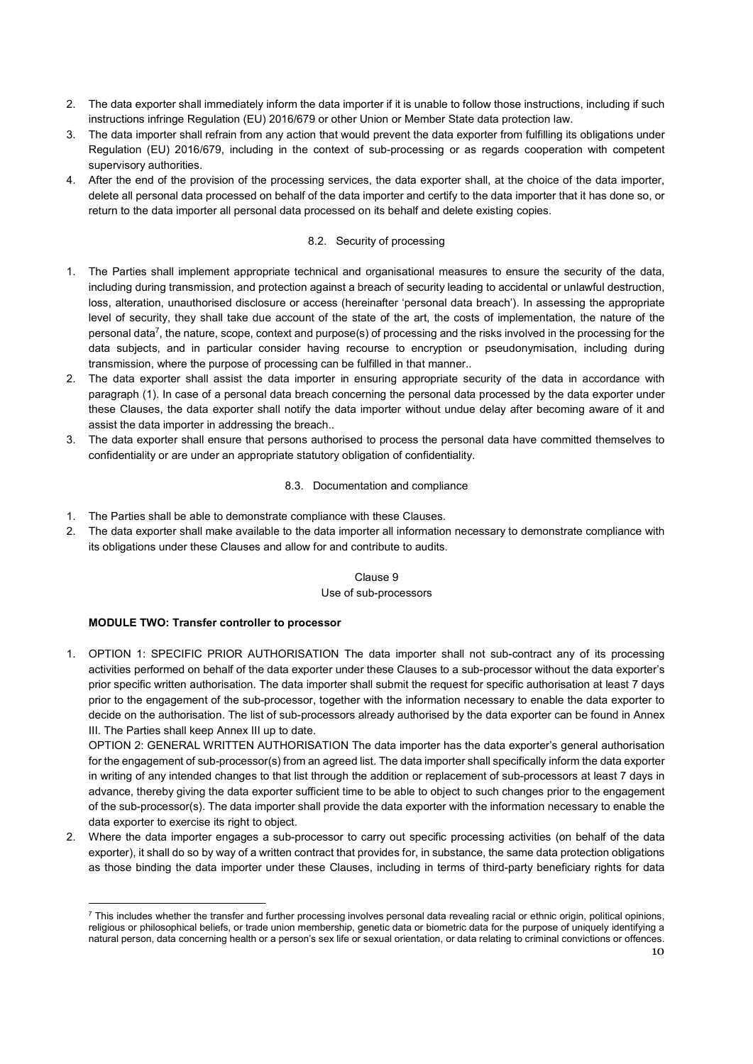2. The data exporter shall immediately inform the data importer if it is unable to follow those instructions, including if such instructions infringe Regulation (EU) 2016/679 or other Union or Member State data protection law.
3. The data importer shall refrain from any action that would prevent the data exporter from fulfilling its obligations under Regulation (EU) 2016/679, including in the context of sub-processing or as regards cooperation with competent supervisory authorities.
4. After the end of the provision of the processing services, the data exporter shall, at the choice of the data importer, delete all personal data processed on behalf of the data importer and certify to the data importer that it has done so, or return to the data importer all personal data processed on its behalf and delete existing copies.

8.2. Security of processing

1. The Parties shall implement appropriate technical and organisational measures to ensure the security of the data, including during transmission, and protection against a breach of security leading to accidental or unlawful destruction, loss, alteration, unauthorised disclosure or access (hereinafter 'personal data breach'). In assessing the appropriate level of security, they shall take due account of the state of the art, the costs of implementation, the nature of the personal data[7], the nature, scope, context and purpose(s) of processing and the risks involved in the processing for the data subjects, and in particular consider having recourse to encryption or pseudonymisation, including during transmission, where the purpose of processing can be fulfilled in that manner..
2. The data exporter shall assist the data importer in ensuring appropriate security of the data in accordance with paragraph (1). In case of a personal data breach concerning the personal data processed by the data exporter under these Clauses, the data exporter shall notify the data importer without undue delay after becoming aware of it and assist the data importer in addressing the breach..
3. The data exporter shall ensure that persons authorised to process the personal data have committed themselves to confidentiality or are under an appropriate statutory obligation of confidentiality.

8.3. Documentation and compliance

1. The Parties shall be able to demonstrate compliance with these Clauses.
2. The data exporter shall make available to the data importer all information necessary to demonstrate compliance with its obligations under these Clauses and allow for and contribute to audits.

Clause 9

Use of sub-processors

**MODULE TWO: Transfer controller to processor**

1. OPTION 1: SPECIFIC PRIOR AUTHORISATION The data importer shall not sub-contract any of its processing activities performed on behalf of the data exporter under these Clauses to a sub-processor without the data exporter's prior specific written authorisation. The data importer shall submit the request for specific authorisation at least 7 days prior to the engagement of the sub-processor, together with the information necessary to enable the data exporter to decide on the authorisation. The list of sub-processors already authorised by the data exporter can be found in Annex III. The Parties shall keep Annex III up to date.

   OPTION 2: GENERAL WRITTEN AUTHORISATION The data importer has the data exporter's general authorisation for the engagement of sub-processor(s) from an agreed list. The data importer shall specifically inform the data exporter in writing of any intended changes to that list through the addition or replacement of sub-processors at least 7 days in advance, thereby giving the data exporter sufficient time to be able to object to such changes prior to the engagement of the sub-processor(s). The data importer shall provide the data exporter with the information necessary to enable the data exporter to exercise its right to object.
2. Where the data importer engages a sub-processor to carry out specific processing activities (on behalf of the data exporter), it shall do so by way of a written contract that provides for, in substance, the same data protection obligations as those binding the data importer under these Clauses, including in terms of third-party beneficiary rights for data

[7] This includes whether the transfer and further processing involves personal data revealing racial or ethnic origin, political opinions, religious or philosophical beliefs, or trade union membership, genetic data or biometric data for the purpose of uniquely identifying a natural person, data concerning health or a person's sex life or sexual orientation, or data relating to criminal convictions or offences.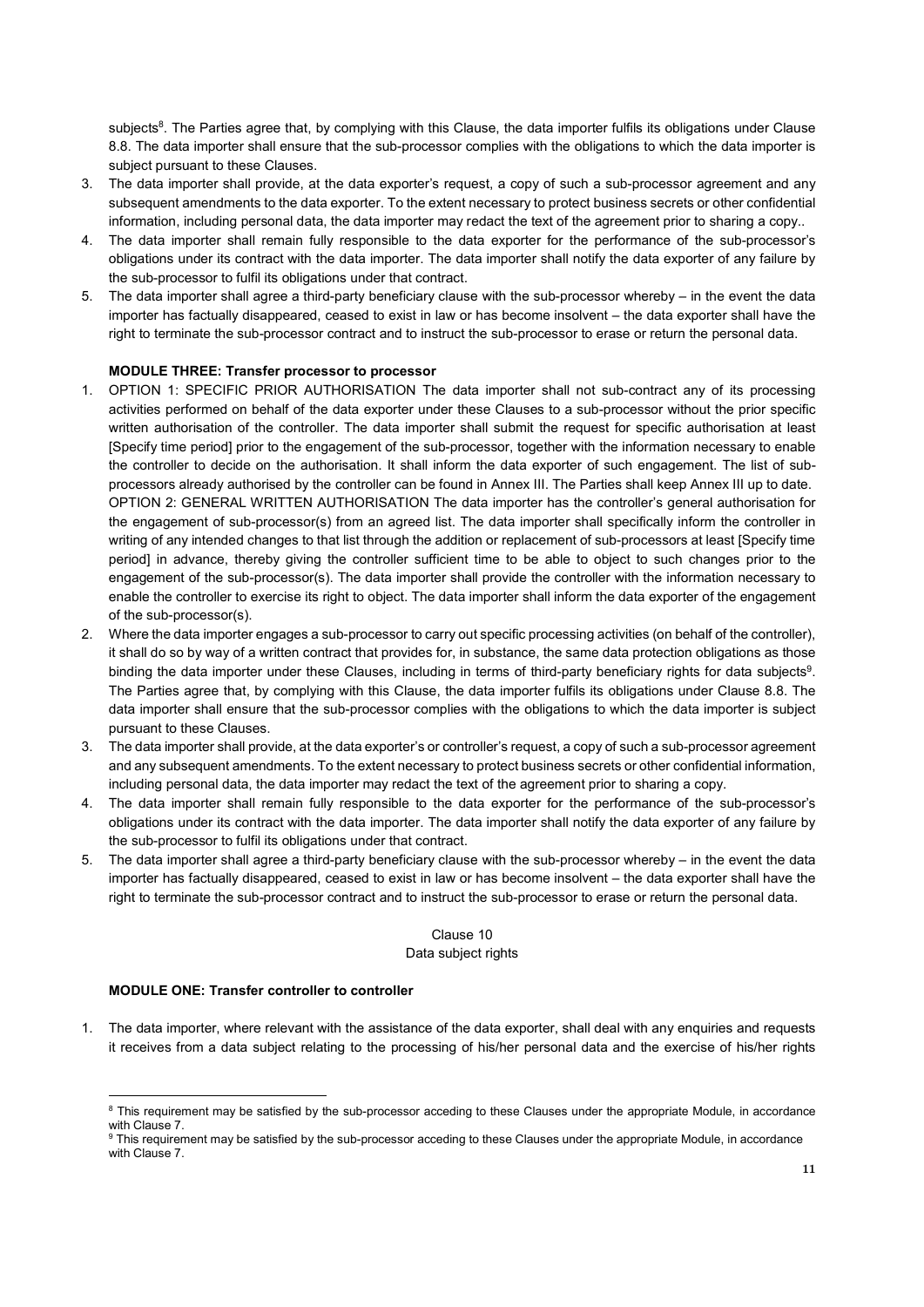subjects[8]. The Parties agree that, by complying with this Clause, the data importer fulfils its obligations under Clause 8.8. The data importer shall ensure that the sub-processor complies with the obligations to which the data importer is subject pursuant to these Clauses.

3. The data importer shall provide, at the data exporter's request, a copy of such a sub-processor agreement and any subsequent amendments to the data exporter. To the extent necessary to protect business secrets or other confidential information, including personal data, the data importer may redact the text of the agreement prior to sharing a copy..
4. The data importer shall remain fully responsible to the data exporter for the performance of the sub-processor's obligations under its contract with the data importer. The data importer shall notify the data exporter of any failure by the sub-processor to fulfil its obligations under that contract.
5. The data importer shall agree a third-party beneficiary clause with the sub-processor whereby – in the event the data importer has factually disappeared, ceased to exist in law or has become insolvent – the data exporter shall have the right to terminate the sub-processor contract and to instruct the sub-processor to erase or return the personal data.

**MODULE THREE: Transfer processor to processor**

1. OPTION 1: SPECIFIC PRIOR AUTHORISATION The data importer shall not sub-contract any of its processing activities performed on behalf of the data exporter under these Clauses to a sub-processor without the prior specific written authorisation of the controller. The data importer shall submit the request for specific authorisation at least [Specify time period] prior to the engagement of the sub-processor, together with the information necessary to enable the controller to decide on the authorisation. It shall inform the data exporter of such engagement. The list of sub-processors already authorised by the controller can be found in Annex III. The Parties shall keep Annex III up to date.
   OPTION 2: GENERAL WRITTEN AUTHORISATION The data importer has the controller's general authorisation for the engagement of sub-processor(s) from an agreed list. The data importer shall specifically inform the controller in writing of any intended changes to that list through the addition or replacement of sub-processors at least [Specify time period] in advance, thereby giving the controller sufficient time to be able to object to such changes prior to the engagement of the sub-processor(s). The data importer shall provide the controller with the information necessary to enable the controller to exercise its right to object. The data importer shall inform the data exporter of the engagement of the sub-processor(s).
2. Where the data importer engages a sub-processor to carry out specific processing activities (on behalf of the controller), it shall do so by way of a written contract that provides for, in substance, the same data protection obligations as those binding the data importer under these Clauses, including in terms of third-party beneficiary rights for data subjects[9]. The Parties agree that, by complying with this Clause, the data importer fulfils its obligations under Clause 8.8. The data importer shall ensure that the sub-processor complies with the obligations to which the data importer is subject pursuant to these Clauses.
3. The data importer shall provide, at the data exporter's or controller's request, a copy of such a sub-processor agreement and any subsequent amendments. To the extent necessary to protect business secrets or other confidential information, including personal data, the data importer may redact the text of the agreement prior to sharing a copy.
4. The data importer shall remain fully responsible to the data exporter for the performance of the sub-processor's obligations under its contract with the data importer. The data importer shall notify the data exporter of any failure by the sub-processor to fulfil its obligations under that contract.
5. The data importer shall agree a third-party beneficiary clause with the sub-processor whereby – in the event the data importer has factually disappeared, ceased to exist in law or has become insolvent – the data exporter shall have the right to terminate the sub-processor contract and to instruct the sub-processor to erase or return the personal data.

## Clause 10
## Data subject rights

**MODULE ONE: Transfer controller to controller**

1. The data importer, where relevant with the assistance of the data exporter, shall deal with any enquiries and requests it receives from a data subject relating to the processing of his/her personal data and the exercise of his/her rights

[8] This requirement may be satisfied by the sub-processor acceding to these Clauses under the appropriate Module, in accordance with Clause 7.

[9] This requirement may be satisfied by the sub-processor acceding to these Clauses under the appropriate Module, in accordance with Clause 7.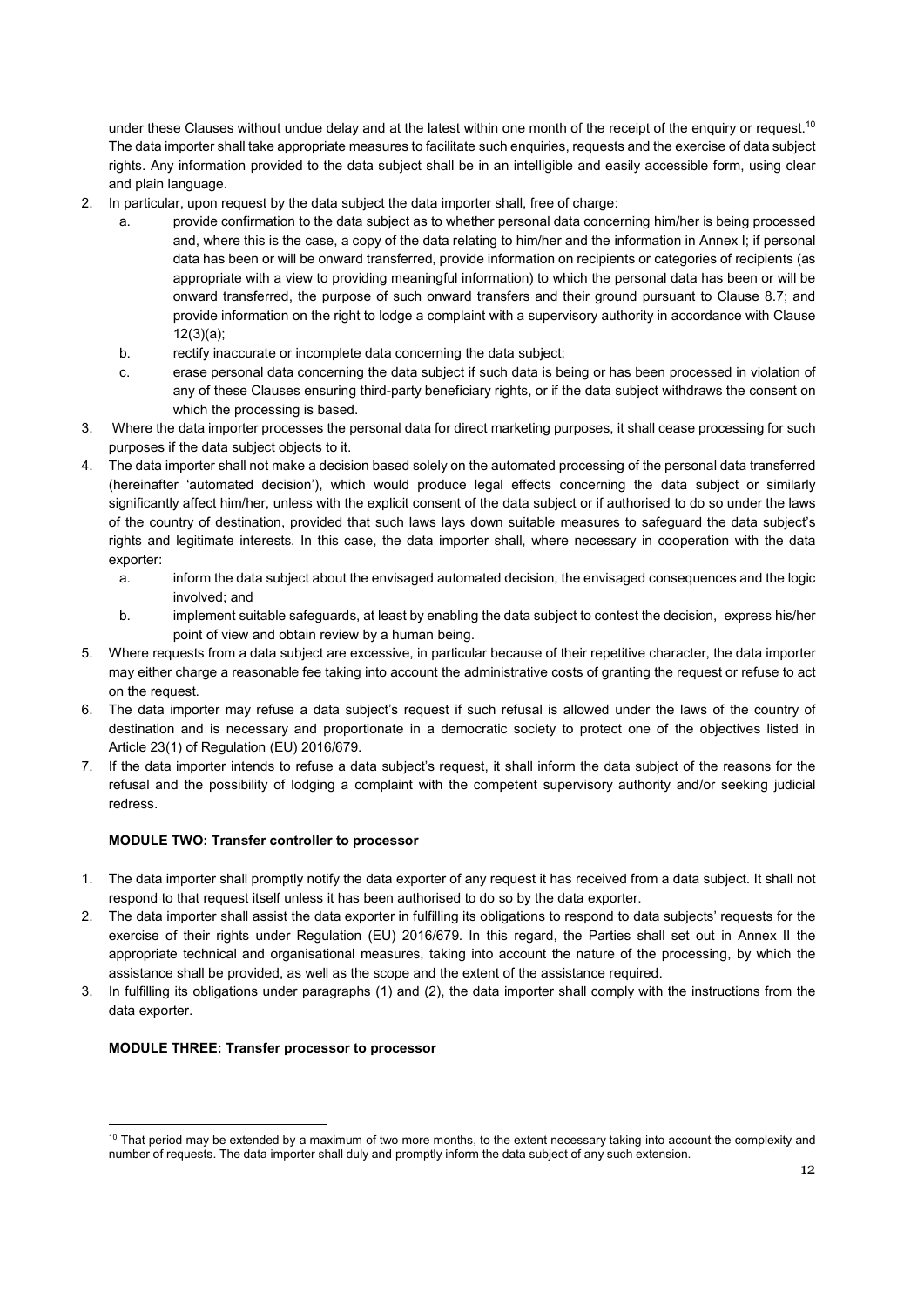under these Clauses without undue delay and at the latest within one month of the receipt of the enquiry or request.[10] The data importer shall take appropriate measures to facilitate such enquiries, requests and the exercise of data subject rights. Any information provided to the data subject shall be in an intelligible and easily accessible form, using clear and plain language.

2. In particular, upon request by the data subject the data importer shall, free of charge:
   a. provide confirmation to the data subject as to whether personal data concerning him/her is being processed and, where this is the case, a copy of the data relating to him/her and the information in Annex I; if personal data has been or will be onward transferred, provide information on recipients or categories of recipients (as appropriate with a view to providing meaningful information) to which the personal data has been or will be onward transferred, the purpose of such onward transfers and their ground pursuant to Clause 8.7; and provide information on the right to lodge a complaint with a supervisory authority in accordance with Clause 12(3)(a);
   b. rectify inaccurate or incomplete data concerning the data subject;
   c. erase personal data concerning the data subject if such data is being or has been processed in violation of any of these Clauses ensuring third-party beneficiary rights, or if the data subject withdraws the consent on which the processing is based.
3. Where the data importer processes the personal data for direct marketing purposes, it shall cease processing for such purposes if the data subject objects to it.
4. The data importer shall not make a decision based solely on the automated processing of the personal data transferred (hereinafter 'automated decision'), which would produce legal effects concerning the data subject or similarly significantly affect him/her, unless with the explicit consent of the data subject or if authorised to do so under the laws of the country of destination, provided that such laws lays down suitable measures to safeguard the data subject's rights and legitimate interests. In this case, the data importer shall, where necessary in cooperation with the data exporter:
   a. inform the data subject about the envisaged automated decision, the envisaged consequences and the logic involved; and
   b. implement suitable safeguards, at least by enabling the data subject to contest the decision, express his/her point of view and obtain review by a human being.
5. Where requests from a data subject are excessive, in particular because of their repetitive character, the data importer may either charge a reasonable fee taking into account the administrative costs of granting the request or refuse to act on the request.
6. The data importer may refuse a data subject's request if such refusal is allowed under the laws of the country of destination and is necessary and proportionate in a democratic society to protect one of the objectives listed in Article 23(1) of Regulation (EU) 2016/679.
7. If the data importer intends to refuse a data subject's request, it shall inform the data subject of the reasons for the refusal and the possibility of lodging a complaint with the competent supervisory authority and/or seeking judicial redress.

**MODULE TWO: Transfer controller to processor**

1. The data importer shall promptly notify the data exporter of any request it has received from a data subject. It shall not respond to that request itself unless it has been authorised to do so by the data exporter.
2. The data importer shall assist the data exporter in fulfilling its obligations to respond to data subjects' requests for the exercise of their rights under Regulation (EU) 2016/679. In this regard, the Parties shall set out in Annex II the appropriate technical and organisational measures, taking into account the nature of the processing, by which the assistance shall be provided, as well as the scope and the extent of the assistance required.
3. In fulfilling its obligations under paragraphs (1) and (2), the data importer shall comply with the instructions from the data exporter.

**MODULE THREE: Transfer processor to processor**

[10] That period may be extended by a maximum of two more months, to the extent necessary taking into account the complexity and number of requests. The data importer shall duly and promptly inform the data subject of any such extension.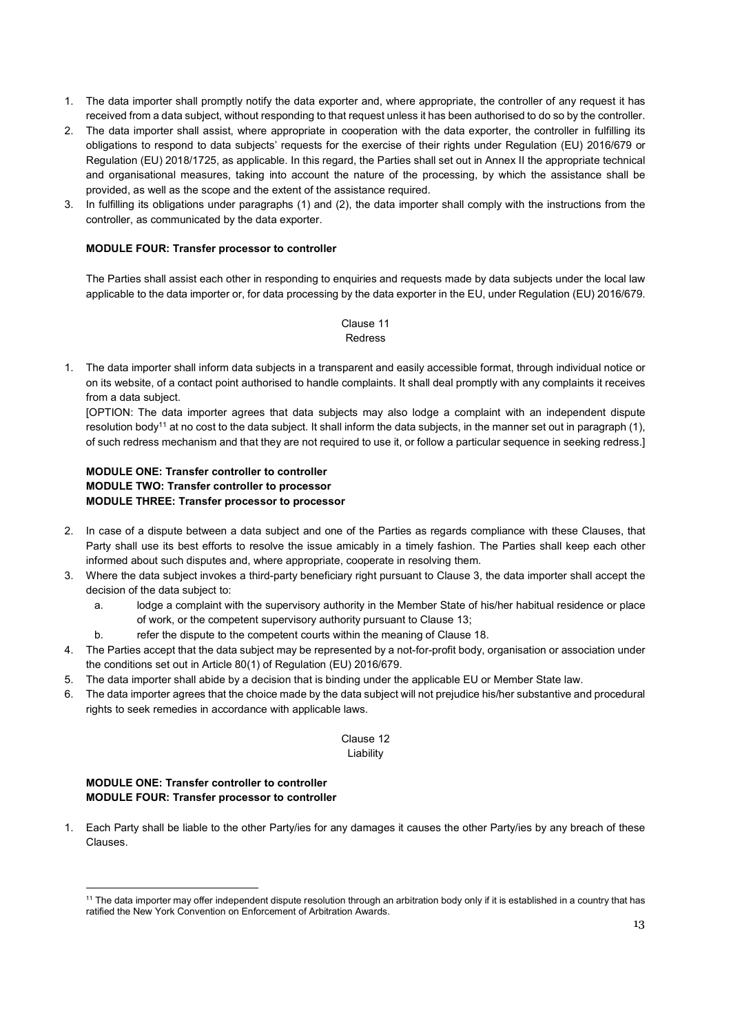1. The data importer shall promptly notify the data exporter and, where appropriate, the controller of any request it has received from a data subject, without responding to that request unless it has been authorised to do so by the controller.
2. The data importer shall assist, where appropriate in cooperation with the data exporter, the controller in fulfilling its obligations to respond to data subjects' requests for the exercise of their rights under Regulation (EU) 2016/679 or Regulation (EU) 2018/1725, as applicable. In this regard, the Parties shall set out in Annex II the appropriate technical and organisational measures, taking into account the nature of the processing, by which the assistance shall be provided, as well as the scope and the extent of the assistance required.
3. In fulfilling its obligations under paragraphs (1) and (2), the data importer shall comply with the instructions from the controller, as communicated by the data exporter.

**MODULE FOUR: Transfer processor to controller**

The Parties shall assist each other in responding to enquiries and requests made by data subjects under the local law applicable to the data importer or, for data processing by the data exporter in the EU, under Regulation (EU) 2016/679.

## Clause 11
## Redress

1. The data importer shall inform data subjects in a transparent and easily accessible format, through individual notice or on its website, of a contact point authorised to handle complaints. It shall deal promptly with any complaints it receives from a data subject.

   [OPTION: The data importer agrees that data subjects may also lodge a complaint with an independent dispute resolution body[11] at no cost to the data subject. It shall inform the data subjects, in the manner set out in paragraph (1), of such redress mechanism and that they are not required to use it, or follow a particular sequence in seeking redress.]

**MODULE ONE: Transfer controller to controller**
**MODULE TWO: Transfer controller to processor**
**MODULE THREE: Transfer processor to processor**

2. In case of a dispute between a data subject and one of the Parties as regards compliance with these Clauses, that Party shall use its best efforts to resolve the issue amicably in a timely fashion. The Parties shall keep each other informed about such disputes and, where appropriate, cooperate in resolving them.
3. Where the data subject invokes a third-party beneficiary right pursuant to Clause 3, the data importer shall accept the decision of the data subject to:
   a. lodge a complaint with the supervisory authority in the Member State of his/her habitual residence or place of work, or the competent supervisory authority pursuant to Clause 13;
   b. refer the dispute to the competent courts within the meaning of Clause 18.
4. The Parties accept that the data subject may be represented by a not-for-profit body, organisation or association under the conditions set out in Article 80(1) of Regulation (EU) 2016/679.
5. The data importer shall abide by a decision that is binding under the applicable EU or Member State law.
6. The data importer agrees that the choice made by the data subject will not prejudice his/her substantive and procedural rights to seek remedies in accordance with applicable laws.

## Clause 12
## Liability

**MODULE ONE: Transfer controller to controller**
**MODULE FOUR: Transfer processor to controller**

1. Each Party shall be liable to the other Party/ies for any damages it causes the other Party/ies by any breach of these Clauses.

[11] The data importer may offer independent dispute resolution through an arbitration body only if it is established in a country that has ratified the New York Convention on Enforcement of Arbitration Awards.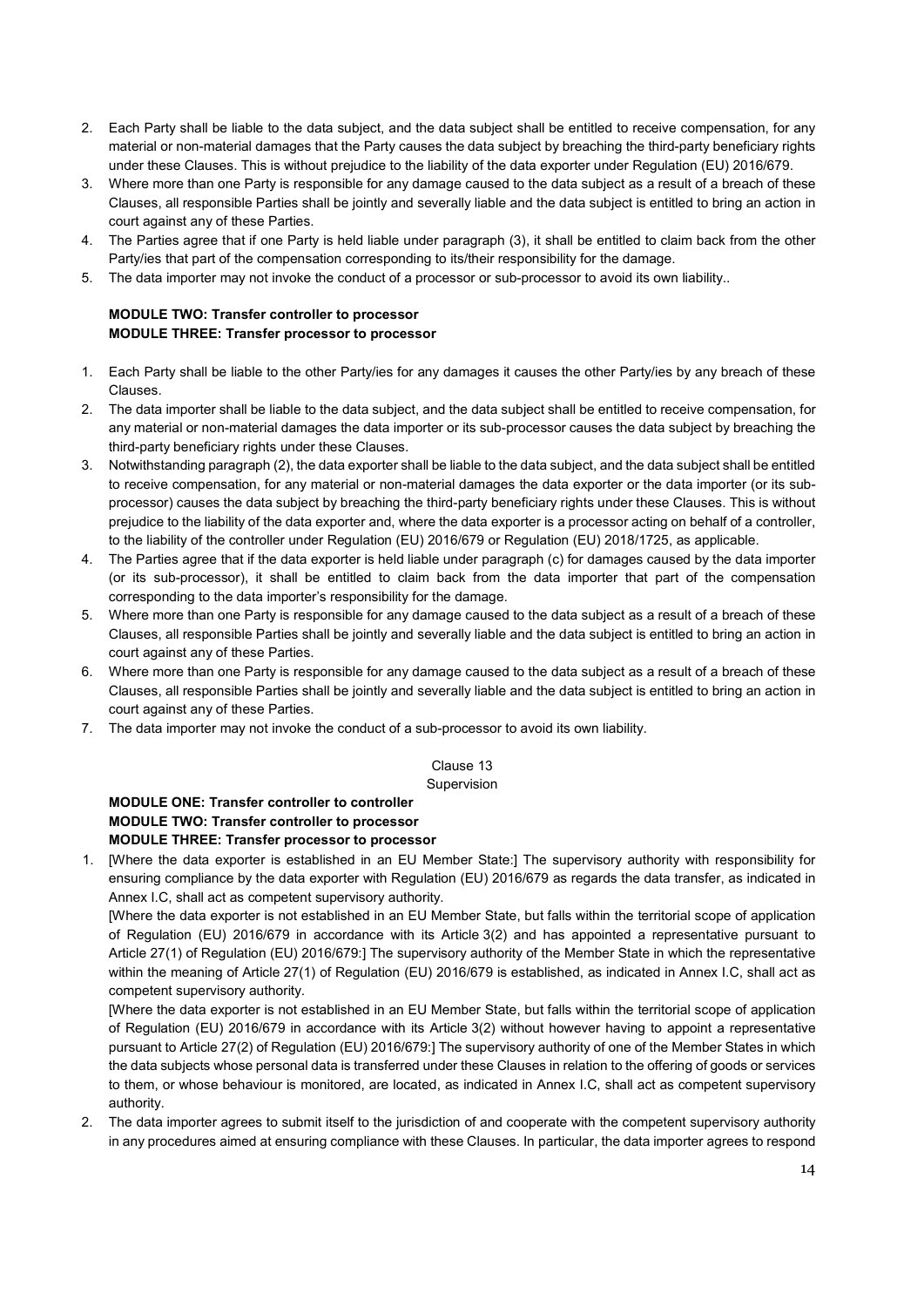2. Each Party shall be liable to the data subject, and the data subject shall be entitled to receive compensation, for any material or non-material damages that the Party causes the data subject by breaching the third-party beneficiary rights under these Clauses. This is without prejudice to the liability of the data exporter under Regulation (EU) 2016/679.
3. Where more than one Party is responsible for any damage caused to the data subject as a result of a breach of these Clauses, all responsible Parties shall be jointly and severally liable and the data subject is entitled to bring an action in court against any of these Parties.
4. The Parties agree that if one Party is held liable under paragraph (3), it shall be entitled to claim back from the other Party/ies that part of the compensation corresponding to its/their responsibility for the damage.
5. The data importer may not invoke the conduct of a processor or sub-processor to avoid its own liability..

**MODULE TWO: Transfer controller to processor**
**MODULE THREE: Transfer processor to processor**

1. Each Party shall be liable to the other Party/ies for any damages it causes the other Party/ies by any breach of these Clauses.
2. The data importer shall be liable to the data subject, and the data subject shall be entitled to receive compensation, for any material or non-material damages the data importer or its sub-processor causes the data subject by breaching the third-party beneficiary rights under these Clauses.
3. Notwithstanding paragraph (2), the data exporter shall be liable to the data subject, and the data subject shall be entitled to receive compensation, for any material or non-material damages the data exporter or the data importer (or its sub-processor) causes the data subject by breaching the third-party beneficiary rights under these Clauses. This is without prejudice to the liability of the data exporter and, where the data exporter is a processor acting on behalf of a controller, to the liability of the controller under Regulation (EU) 2016/679 or Regulation (EU) 2018/1725, as applicable.
4. The Parties agree that if the data exporter is held liable under paragraph (c) for damages caused by the data importer (or its sub-processor), it shall be entitled to claim back from the data importer that part of the compensation corresponding to the data importer's responsibility for the damage.
5. Where more than one Party is responsible for any damage caused to the data subject as a result of a breach of these Clauses, all responsible Parties shall be jointly and severally liable and the data subject is entitled to bring an action in court against any of these Parties.
6. Where more than one Party is responsible for any damage caused to the data subject as a result of a breach of these Clauses, all responsible Parties shall be jointly and severally liable and the data subject is entitled to bring an action in court against any of these Parties.
7. The data importer may not invoke the conduct of a sub-processor to avoid its own liability.

## Clause 13
## Supervision

**MODULE ONE: Transfer controller to controller**
**MODULE TWO: Transfer controller to processor**
**MODULE THREE: Transfer processor to processor**

1. [Where the data exporter is established in an EU Member State:] The supervisory authority with responsibility for ensuring compliance by the data exporter with Regulation (EU) 2016/679 as regards the data transfer, as indicated in Annex I.C, shall act as competent supervisory authority.

   [Where the data exporter is not established in an EU Member State, but falls within the territorial scope of application of Regulation (EU) 2016/679 in accordance with its Article 3(2) and has appointed a representative pursuant to Article 27(1) of Regulation (EU) 2016/679:] The supervisory authority of the Member State in which the representative within the meaning of Article 27(1) of Regulation (EU) 2016/679 is established, as indicated in Annex I.C, shall act as competent supervisory authority.

   [Where the data exporter is not established in an EU Member State, but falls within the territorial scope of application of Regulation (EU) 2016/679 in accordance with its Article 3(2) without however having to appoint a representative pursuant to Article 27(2) of Regulation (EU) 2016/679:] The supervisory authority of one of the Member States in which the data subjects whose personal data is transferred under these Clauses in relation to the offering of goods or services to them, or whose behaviour is monitored, are located, as indicated in Annex I.C, shall act as competent supervisory authority.
2. The data importer agrees to submit itself to the jurisdiction of and cooperate with the competent supervisory authority in any procedures aimed at ensuring compliance with these Clauses. In particular, the data importer agrees to respond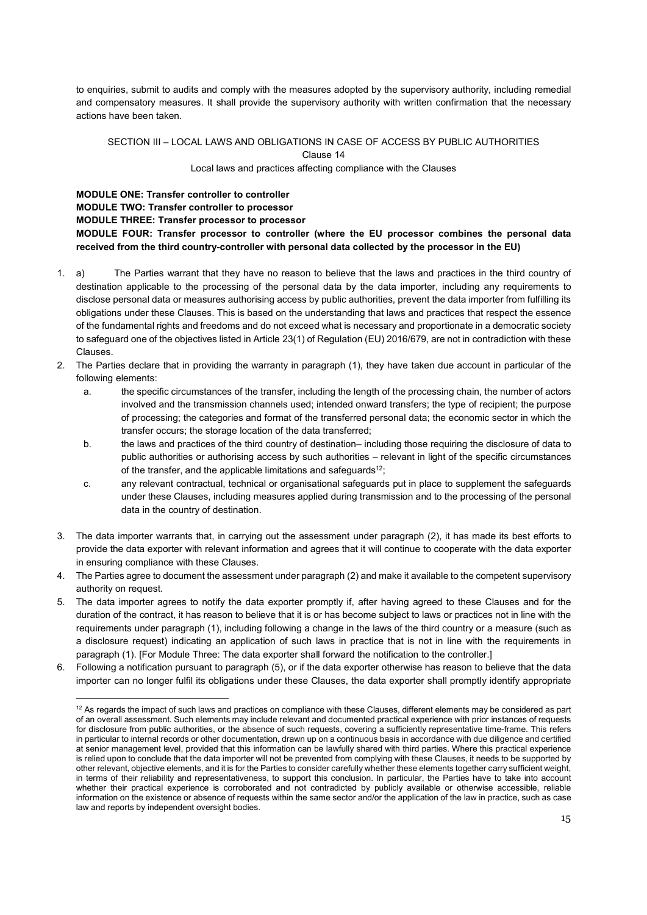to enquiries, submit to audits and comply with the measures adopted by the supervisory authority, including remedial and compensatory measures. It shall provide the supervisory authority with written confirmation that the necessary actions have been taken.

## SECTION III – LOCAL LAWS AND OBLIGATIONS IN CASE OF ACCESS BY PUBLIC AUTHORITIES

### Clause 14

### Local laws and practices affecting compliance with the Clauses

**MODULE ONE: Transfer controller to controller**
**MODULE TWO: Transfer controller to processor**
**MODULE THREE: Transfer processor to processor**
**MODULE FOUR: Transfer processor to controller (where the EU processor combines the personal data received from the third country-controller with personal data collected by the processor in the EU)**

1. a) The Parties warrant that they have no reason to believe that the laws and practices in the third country of destination applicable to the processing of the personal data by the data importer, including any requirements to disclose personal data or measures authorising access by public authorities, prevent the data importer from fulfilling its obligations under these Clauses. This is based on the understanding that laws and practices that respect the essence of the fundamental rights and freedoms and do not exceed what is necessary and proportionate in a democratic society to safeguard one of the objectives listed in Article 23(1) of Regulation (EU) 2016/679, are not in contradiction with these Clauses.
2. The Parties declare that in providing the warranty in paragraph (1), they have taken due account in particular of the following elements:
   a. the specific circumstances of the transfer, including the length of the processing chain, the number of actors involved and the transmission channels used; intended onward transfers; the type of recipient; the purpose of processing; the categories and format of the transferred personal data; the economic sector in which the transfer occurs; the storage location of the data transferred;
   b. the laws and practices of the third country of destination– including those requiring the disclosure of data to public authorities or authorising access by such authorities – relevant in light of the specific circumstances of the transfer, and the applicable limitations and safeguards[12];
   c. any relevant contractual, technical or organisational safeguards put in place to supplement the safeguards under these Clauses, including measures applied during transmission and to the processing of the personal data in the country of destination.
3. The data importer warrants that, in carrying out the assessment under paragraph (2), it has made its best efforts to provide the data exporter with relevant information and agrees that it will continue to cooperate with the data exporter in ensuring compliance with these Clauses.
4. The Parties agree to document the assessment under paragraph (2) and make it available to the competent supervisory authority on request.
5. The data importer agrees to notify the data exporter promptly if, after having agreed to these Clauses and for the duration of the contract, it has reason to believe that it is or has become subject to laws or practices not in line with the requirements under paragraph (1), including following a change in the laws of the third country or a measure (such as a disclosure request) indicating an application of such laws in practice that is not in line with the requirements in paragraph (1). [For Module Three: The data exporter shall forward the notification to the controller.]
6. Following a notification pursuant to paragraph (5), or if the data exporter otherwise has reason to believe that the data importer can no longer fulfil its obligations under these Clauses, the data exporter shall promptly identify appropriate

[12] As regards the impact of such laws and practices on compliance with these Clauses, different elements may be considered as part of an overall assessment. Such elements may include relevant and documented practical experience with prior instances of requests for disclosure from public authorities, or the absence of such requests, covering a sufficiently representative time-frame. This refers in particular to internal records or other documentation, drawn up on a continuous basis in accordance with due diligence and certified at senior management level, provided that this information can be lawfully shared with third parties. Where this practical experience is relied upon to conclude that the data importer will not be prevented from complying with these Clauses, it needs to be supported by other relevant, objective elements, and it is for the Parties to consider carefully whether these elements together carry sufficient weight, in terms of their reliability and representativeness, to support this conclusion. In particular, the Parties have to take into account whether their practical experience is corroborated and not contradicted by publicly available or otherwise accessible, reliable information on the existence or absence of requests within the same sector and/or the application of the law in practice, such as case law and reports by independent oversight bodies.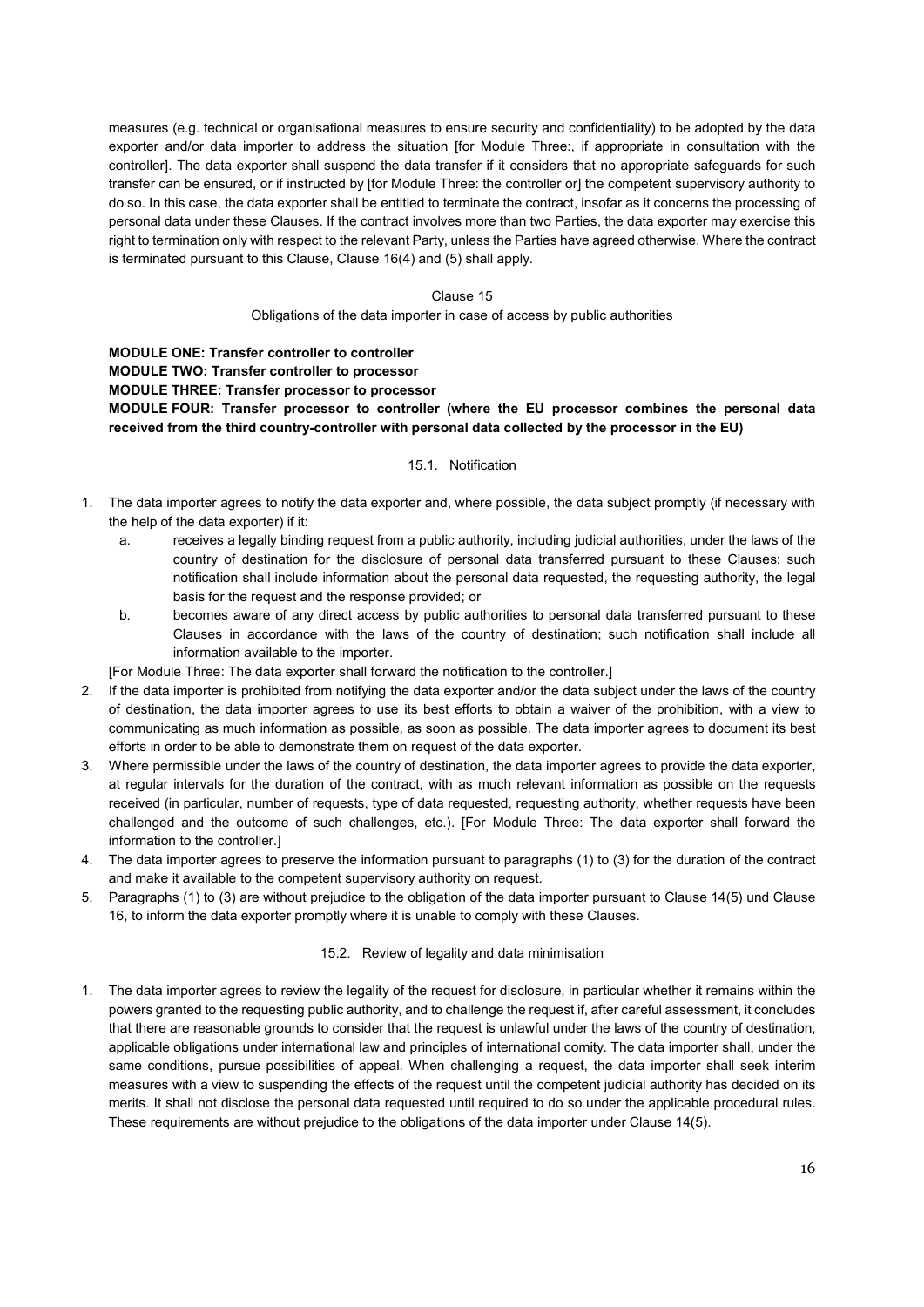measures (e.g. technical or organisational measures to ensure security and confidentiality) to be adopted by the data exporter and/or data importer to address the situation [for Module Three:, if appropriate in consultation with the controller]. The data exporter shall suspend the data transfer if it considers that no appropriate safeguards for such transfer can be ensured, or if instructed by [for Module Three: the controller or] the competent supervisory authority to do so. In this case, the data exporter shall be entitled to terminate the contract, insofar as it concerns the processing of personal data under these Clauses. If the contract involves more than two Parties, the data exporter may exercise this right to termination only with respect to the relevant Party, unless the Parties have agreed otherwise. Where the contract is terminated pursuant to this Clause, Clause 16(4) and (5) shall apply.

## Clause 15

### Obligations of the data importer in case of access by public authorities

**MODULE ONE: Transfer controller to controller**
**MODULE TWO: Transfer controller to processor**
**MODULE THREE: Transfer processor to processor**
**MODULE FOUR: Transfer processor to controller (where the EU processor combines the personal data received from the third country-controller with personal data collected by the processor in the EU)**

#### 15.1. Notification

1. The data importer agrees to notify the data exporter and, where possible, the data subject promptly (if necessary with the help of the data exporter) if it:
   a. receives a legally binding request from a public authority, including judicial authorities, under the laws of the country of destination for the disclosure of personal data transferred pursuant to these Clauses; such notification shall include information about the personal data requested, the requesting authority, the legal basis for the request and the response provided; or
   b. becomes aware of any direct access by public authorities to personal data transferred pursuant to these Clauses in accordance with the laws of the country of destination; such notification shall include all information available to the importer.

   [For Module Three: The data exporter shall forward the notification to the controller.]
2. If the data importer is prohibited from notifying the data exporter and/or the data subject under the laws of the country of destination, the data importer agrees to use its best efforts to obtain a waiver of the prohibition, with a view to communicating as much information as possible, as soon as possible. The data importer agrees to document its best efforts in order to be able to demonstrate them on request of the data exporter.
3. Where permissible under the laws of the country of destination, the data importer agrees to provide the data exporter, at regular intervals for the duration of the contract, with as much relevant information as possible on the requests received (in particular, number of requests, type of data requested, requesting authority, whether requests have been challenged and the outcome of such challenges, etc.). [For Module Three: The data exporter shall forward the information to the controller.]
4. The data importer agrees to preserve the information pursuant to paragraphs (1) to (3) for the duration of the contract and make it available to the competent supervisory authority on request.
5. Paragraphs (1) to (3) are without prejudice to the obligation of the data importer pursuant to Clause 14(5) und Clause 16, to inform the data exporter promptly where it is unable to comply with these Clauses.

#### 15.2. Review of legality and data minimisation

1. The data importer agrees to review the legality of the request for disclosure, in particular whether it remains within the powers granted to the requesting public authority, and to challenge the request if, after careful assessment, it concludes that there are reasonable grounds to consider that the request is unlawful under the laws of the country of destination, applicable obligations under international law and principles of international comity. The data importer shall, under the same conditions, pursue possibilities of appeal. When challenging a request, the data importer shall seek interim measures with a view to suspending the effects of the request until the competent judicial authority has decided on its merits. It shall not disclose the personal data requested until required to do so under the applicable procedural rules. These requirements are without prejudice to the obligations of the data importer under Clause 14(5).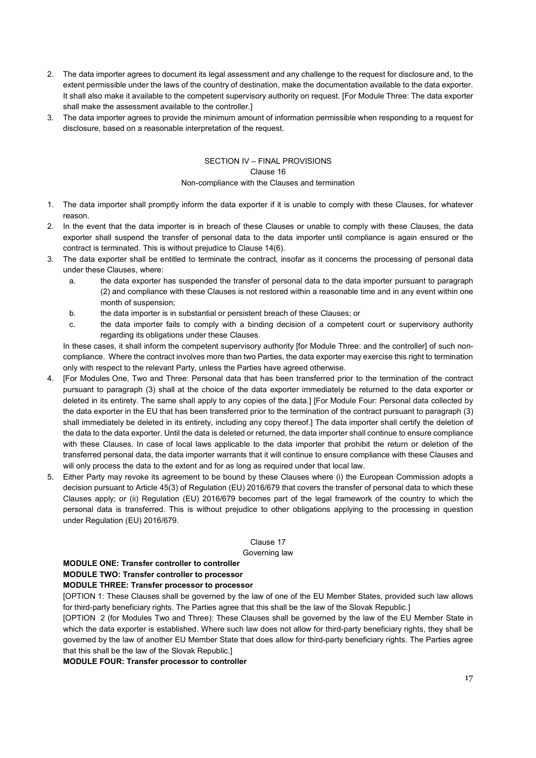2. The data importer agrees to document its legal assessment and any challenge to the request for disclosure and, to the extent permissible under the laws of the country of destination, make the documentation available to the data exporter. It shall also make it available to the competent supervisory authority on request. [For Module Three: The data exporter shall make the assessment available to the controller.]
3. The data importer agrees to provide the minimum amount of information permissible when responding to a request for disclosure, based on a reasonable interpretation of the request.

## SECTION IV – FINAL PROVISIONS

### Clause 16

### Non-compliance with the Clauses and termination

1. The data importer shall promptly inform the data exporter if it is unable to comply with these Clauses, for whatever reason.
2. In the event that the data importer is in breach of these Clauses or unable to comply with these Clauses, the data exporter shall suspend the transfer of personal data to the data importer until compliance is again ensured or the contract is terminated. This is without prejudice to Clause 14(6).
3. The data exporter shall be entitled to terminate the contract, insofar as it concerns the processing of personal data under these Clauses, where:
   a. the data exporter has suspended the transfer of personal data to the data importer pursuant to paragraph (2) and compliance with these Clauses is not restored within a reasonable time and in any event within one month of suspension;
   b. the data importer is in substantial or persistent breach of these Clauses; or
   c. the data importer fails to comply with a binding decision of a competent court or supervisory authority regarding its obligations under these Clauses.

   In these cases, it shall inform the competent supervisory authority [for Module Three: and the controller] of such non-compliance. Where the contract involves more than two Parties, the data exporter may exercise this right to termination only with respect to the relevant Party, unless the Parties have agreed otherwise.
4. [For Modules One, Two and Three: Personal data that has been transferred prior to the termination of the contract pursuant to paragraph (3) shall at the choice of the data exporter immediately be returned to the data exporter or deleted in its entirety. The same shall apply to any copies of the data.] [For Module Four: Personal data collected by the data exporter in the EU that has been transferred prior to the termination of the contract pursuant to paragraph (3) shall immediately be deleted in its entirety, including any copy thereof.] The data importer shall certify the deletion of the data to the data exporter. Until the data is deleted or returned, the data importer shall continue to ensure compliance with these Clauses. In case of local laws applicable to the data importer that prohibit the return or deletion of the transferred personal data, the data importer warrants that it will continue to ensure compliance with these Clauses and will only process the data to the extent and for as long as required under that local law.
5. Either Party may revoke its agreement to be bound by these Clauses where (i) the European Commission adopts a decision pursuant to Article 45(3) of Regulation (EU) 2016/679 that covers the transfer of personal data to which these Clauses apply; or (ii) Regulation (EU) 2016/679 becomes part of the legal framework of the country to which the personal data is transferred. This is without prejudice to other obligations applying to the processing in question under Regulation (EU) 2016/679.

### Clause 17

### Governing law

**MODULE ONE: Transfer controller to controller**

**MODULE TWO: Transfer controller to processor**

**MODULE THREE: Transfer processor to processor**

[OPTION 1: These Clauses shall be governed by the law of one of the EU Member States, provided such law allows for third-party beneficiary rights. The Parties agree that this shall be the law of the Slovak Republic.]

[OPTION 2 (for Modules Two and Three): These Clauses shall be governed by the law of the EU Member State in which the data exporter is established. Where such law does not allow for third-party beneficiary rights, they shall be governed by the law of another EU Member State that does allow for third-party beneficiary rights. The Parties agree that this shall be the law of the Slovak Republic.]

**MODULE FOUR: Transfer processor to controller**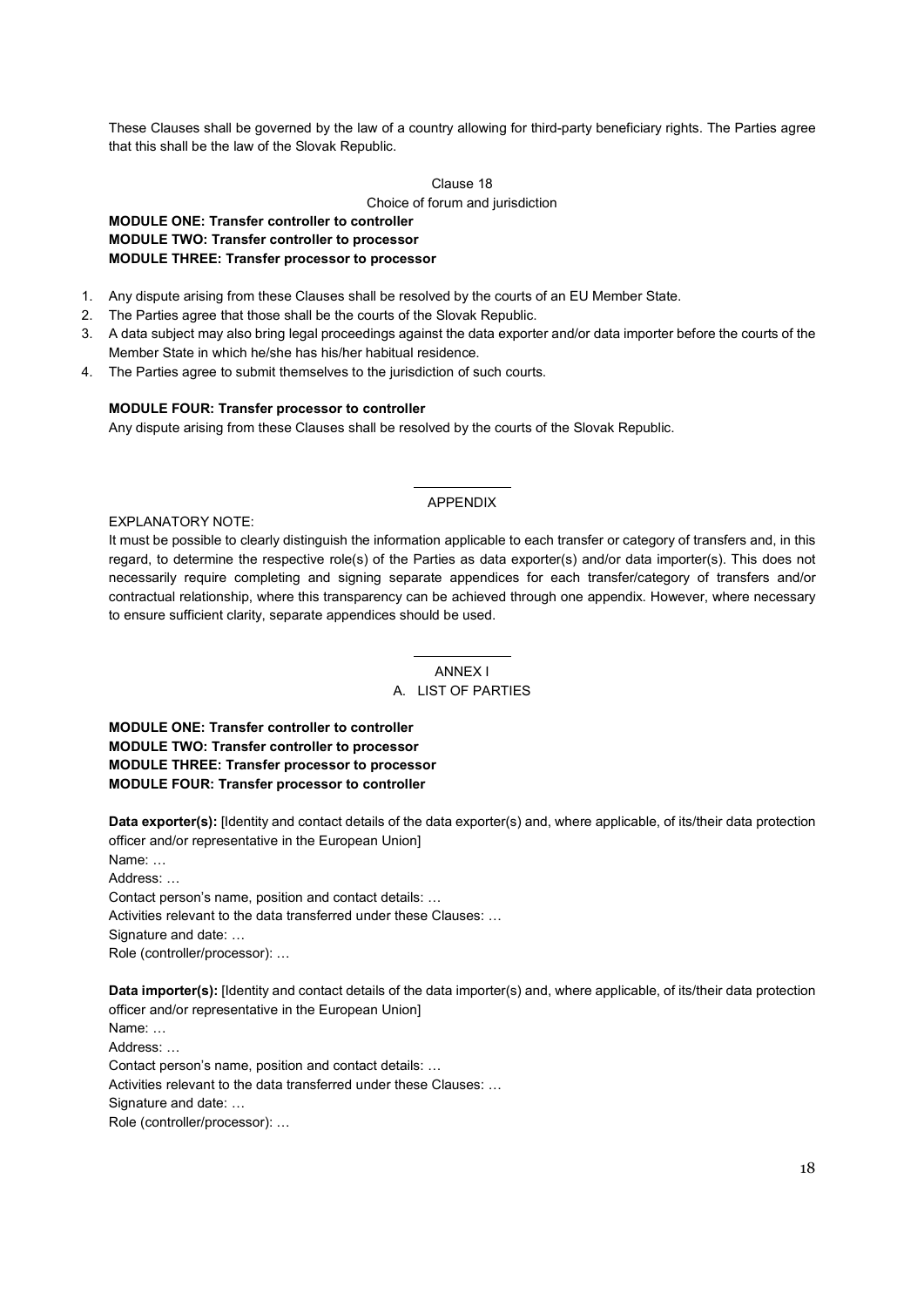These Clauses shall be governed by the law of a country allowing for third-party beneficiary rights. The Parties agree that this shall be the law of the Slovak Republic.

Clause 18

Choice of forum and jurisdiction

**MODULE ONE: Transfer controller to controller**
**MODULE TWO: Transfer controller to processor**
**MODULE THREE: Transfer processor to processor**

1. Any dispute arising from these Clauses shall be resolved by the courts of an EU Member State.
2. The Parties agree that those shall be the courts of the Slovak Republic.
3. A data subject may also bring legal proceedings against the data exporter and/or data importer before the courts of the Member State in which he/she has his/her habitual residence.
4. The Parties agree to submit themselves to the jurisdiction of such courts.

**MODULE FOUR: Transfer processor to controller**

Any dispute arising from these Clauses shall be resolved by the courts of the Slovak Republic.

---

APPENDIX

EXPLANATORY NOTE:

It must be possible to clearly distinguish the information applicable to each transfer or category of transfers and, in this regard, to determine the respective role(s) of the Parties as data exporter(s) and/or data importer(s). This does not necessarily require completing and signing separate appendices for each transfer/category of transfers and/or contractual relationship, where this transparency can be achieved through one appendix. However, where necessary to ensure sufficient clarity, separate appendices should be used.

---

ANNEX I

A. LIST OF PARTIES

**MODULE ONE: Transfer controller to controller**
**MODULE TWO: Transfer controller to processor**
**MODULE THREE: Transfer processor to processor**
**MODULE FOUR: Transfer processor to controller**

**Data exporter(s):** [Identity and contact details of the data exporter(s) and, where applicable, of its/their data protection officer and/or representative in the European Union]

Name: …
Address: …
Contact person's name, position and contact details: …
Activities relevant to the data transferred under these Clauses: …
Signature and date: …
Role (controller/processor): …

**Data importer(s):** [Identity and contact details of the data importer(s) and, where applicable, of its/their data protection officer and/or representative in the European Union]

Name: …
Address: …
Contact person's name, position and contact details: …
Activities relevant to the data transferred under these Clauses: …
Signature and date: …
Role (controller/processor): …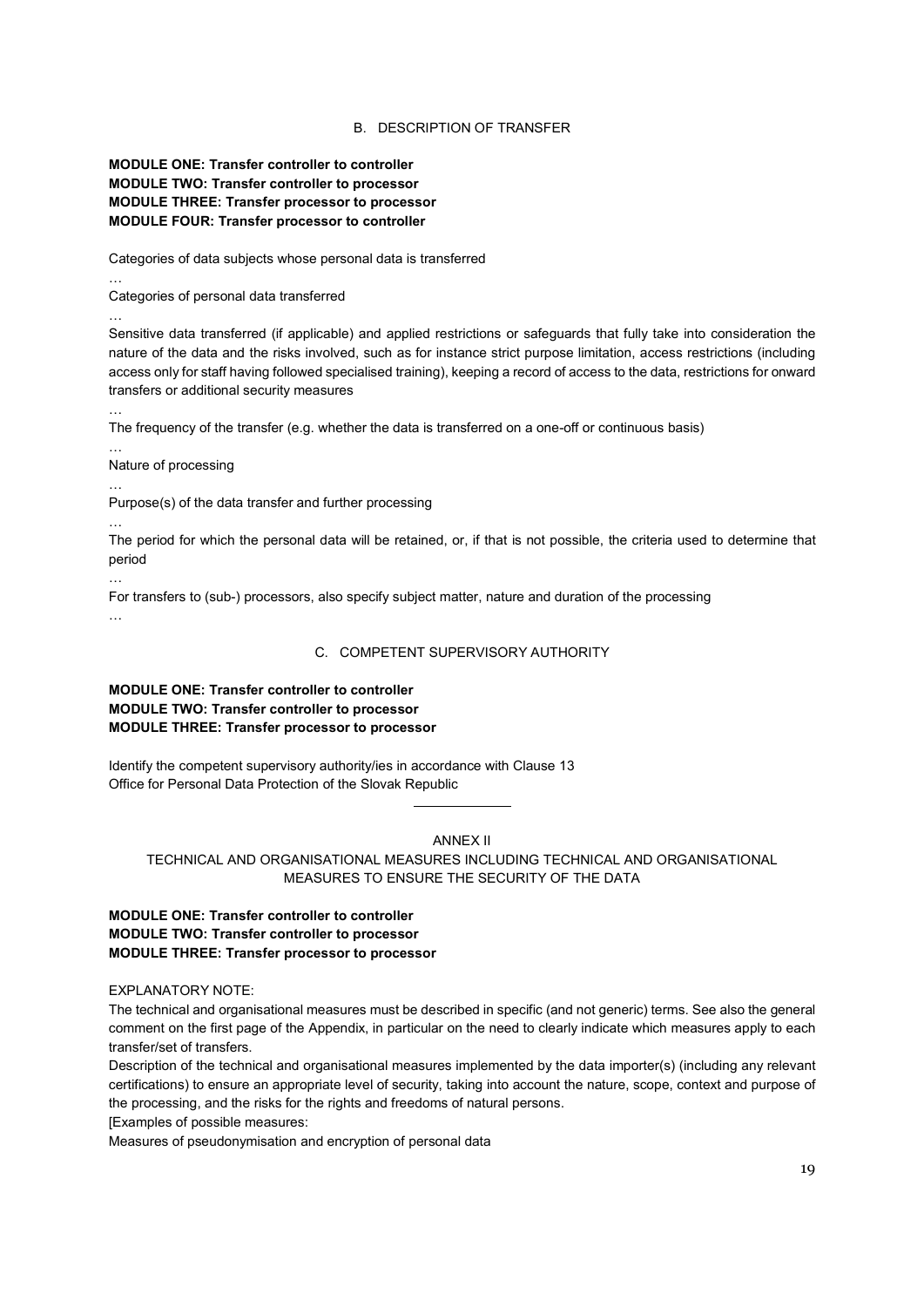## B. DESCRIPTION OF TRANSFER

**MODULE ONE: Transfer controller to controller**
**MODULE TWO: Transfer controller to processor**
**MODULE THREE: Transfer processor to processor**
**MODULE FOUR: Transfer processor to controller**

Categories of data subjects whose personal data is transferred

…

Categories of personal data transferred

…

Sensitive data transferred (if applicable) and applied restrictions or safeguards that fully take into consideration the nature of the data and the risks involved, such as for instance strict purpose limitation, access restrictions (including access only for staff having followed specialised training), keeping a record of access to the data, restrictions for onward transfers or additional security measures

…

The frequency of the transfer (e.g. whether the data is transferred on a one-off or continuous basis)

…

Nature of processing

…

Purpose(s) of the data transfer and further processing

…

The period for which the personal data will be retained, or, if that is not possible, the criteria used to determine that period

…

For transfers to (sub-) processors, also specify subject matter, nature and duration of the processing

…

## C. COMPETENT SUPERVISORY AUTHORITY

**MODULE ONE: Transfer controller to controller**
**MODULE TWO: Transfer controller to processor**
**MODULE THREE: Transfer processor to processor**

Identify the competent supervisory authority/ies in accordance with Clause 13
Office for Personal Data Protection of the Slovak Republic

---

# ANNEX II

## TECHNICAL AND ORGANISATIONAL MEASURES INCLUDING TECHNICAL AND ORGANISATIONAL MEASURES TO ENSURE THE SECURITY OF THE DATA

**MODULE ONE: Transfer controller to controller**
**MODULE TWO: Transfer controller to processor**
**MODULE THREE: Transfer processor to processor**

EXPLANATORY NOTE:

The technical and organisational measures must be described in specific (and not generic) terms. See also the general comment on the first page of the Appendix, in particular on the need to clearly indicate which measures apply to each transfer/set of transfers.

Description of the technical and organisational measures implemented by the data importer(s) (including any relevant certifications) to ensure an appropriate level of security, taking into account the nature, scope, context and purpose of the processing, and the risks for the rights and freedoms of natural persons.

[Examples of possible measures:

Measures of pseudonymisation and encryption of personal data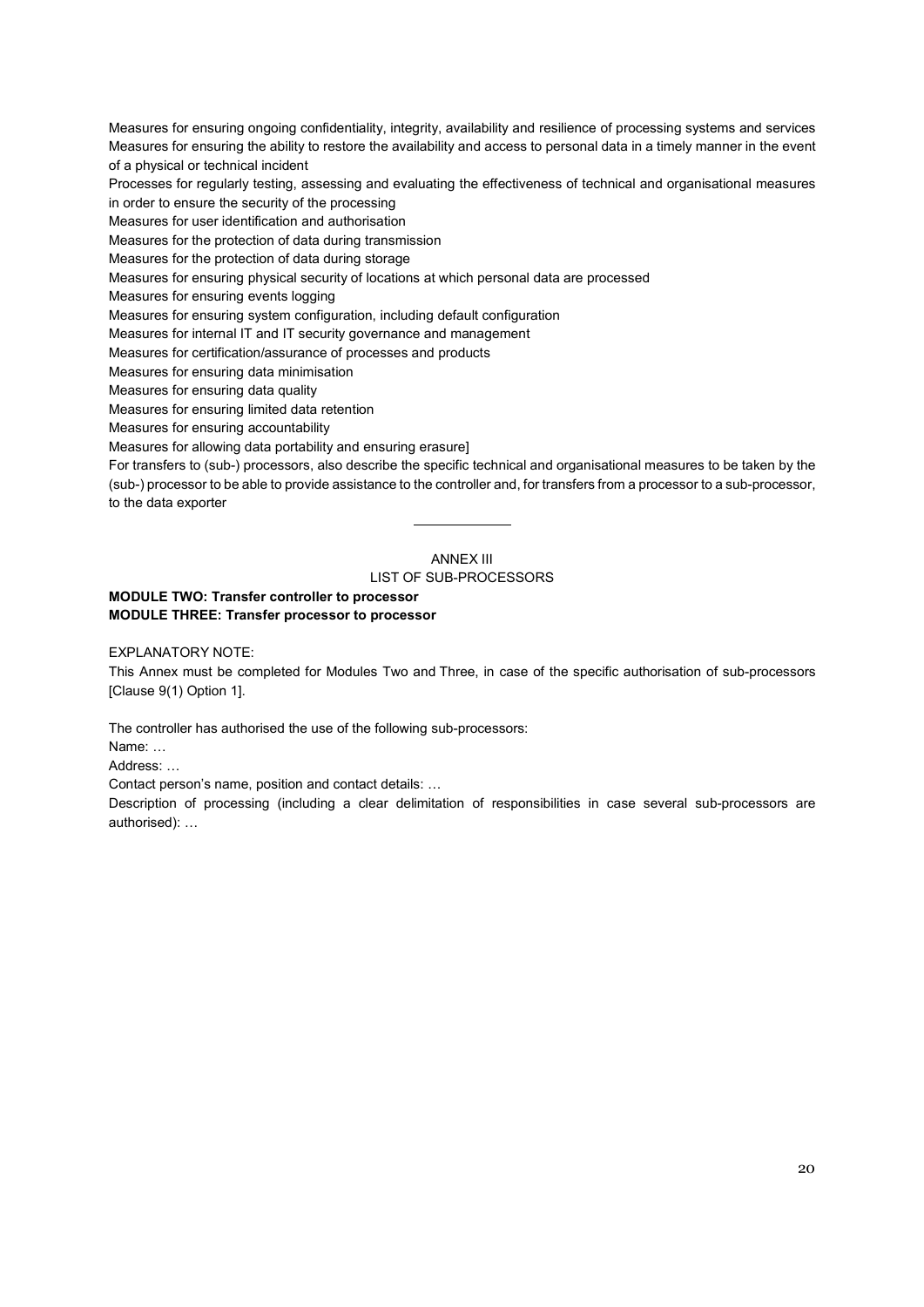Measures for ensuring ongoing confidentiality, integrity, availability and resilience of processing systems and services

Measures for ensuring the ability to restore the availability and access to personal data in a timely manner in the event of a physical or technical incident

Processes for regularly testing, assessing and evaluating the effectiveness of technical and organisational measures in order to ensure the security of the processing

Measures for user identification and authorisation

Measures for the protection of data during transmission

Measures for the protection of data during storage

Measures for ensuring physical security of locations at which personal data are processed

Measures for ensuring events logging

Measures for ensuring system configuration, including default configuration

Measures for internal IT and IT security governance and management

Measures for certification/assurance of processes and products

Measures for ensuring data minimisation

Measures for ensuring data quality

Measures for ensuring limited data retention

Measures for ensuring accountability

Measures for allowing data portability and ensuring erasure]

For transfers to (sub-) processors, also describe the specific technical and organisational measures to be taken by the (sub-) processor to be able to provide assistance to the controller and, for transfers from a processor to a sub-processor, to the data exporter

---

ANNEX III

LIST OF SUB-PROCESSORS

**MODULE TWO: Transfer controller to processor**
**MODULE THREE: Transfer processor to processor**

EXPLANATORY NOTE:

This Annex must be completed for Modules Two and Three, in case of the specific authorisation of sub-processors [Clause 9(1) Option 1].

The controller has authorised the use of the following sub-processors:

Name: …

Address: …

Contact person's name, position and contact details: …

Description of processing (including a clear delimitation of responsibilities in case several sub-processors are authorised): …